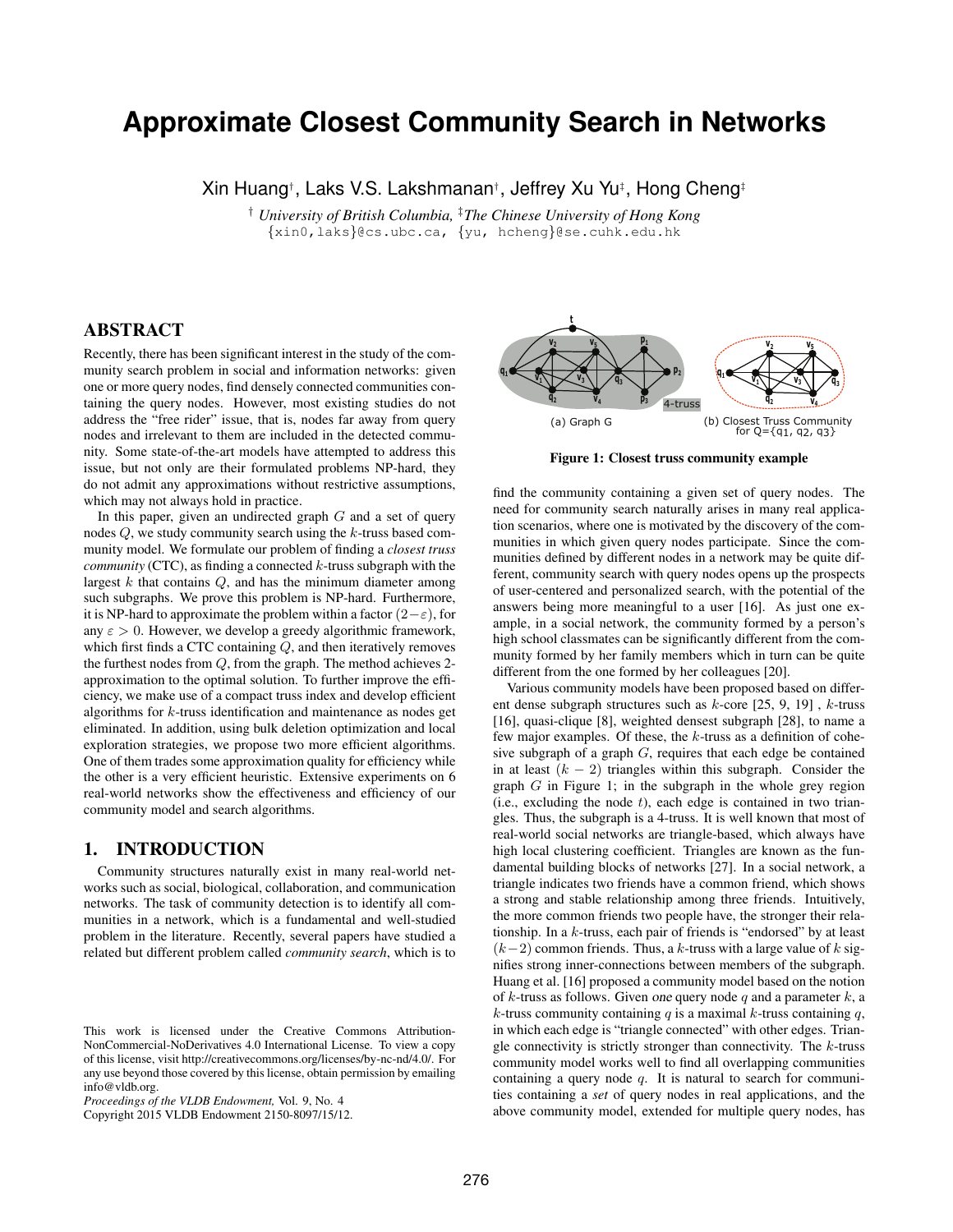# Approximate Closest Community Search in Networks

Xin Huang[†], Laks V.S. Lakshmanan[†], Jeffrey Xu Yu[‡], Hong Cheng[‡]

[†] *University of British Columbia,* [‡]*The Chinese University of Hong Kong*
{xin0,laks}@cs.ubc.ca, {yu, hcheng}@se.cuhk.edu.hk

## ABSTRACT

Recently, there has been significant interest in the study of the community search problem in social and information networks: given one or more query nodes, find densely connected communities containing the query nodes. However, most existing studies do not address the "free rider" issue, that is, nodes far away from query nodes and irrelevant to them are included in the detected community. Some state-of-the-art models have attempted to address this issue, but not only are their formulated problems NP-hard, they do not admit any approximations without restrictive assumptions, which may not always hold in practice.

In this paper, given an undirected graph $G$ and a set of query nodes $Q$, we study community search using the $k$-truss based community model. We formulate our problem of finding a *closest truss community* (CTC), as finding a connected $k$-truss subgraph with the largest $k$ that contains $Q$, and has the minimum diameter among such subgraphs. We prove this problem is NP-hard. Furthermore, it is NP-hard to approximate the problem within a factor $(2-\varepsilon)$, for any $\varepsilon > 0$. However, we develop a greedy algorithmic framework, which first finds a CTC containing $Q$, and then iteratively removes the furthest nodes from $Q$, from the graph. The method achieves 2-approximation to the optimal solution. To further improve the efficiency, we make use of a compact truss index and develop efficient algorithms for $k$-truss identification and maintenance as nodes get eliminated. In addition, using bulk deletion optimization and local exploration strategies, we propose two more efficient algorithms. One of them trades some approximation quality for efficiency while the other is a very efficient heuristic. Extensive experiments on 6 real-world networks show the effectiveness and efficiency of our community model and search algorithms.

## 1. INTRODUCTION

Community structures naturally exist in many real-world networks such as social, biological, collaboration, and communication networks. The task of community detection is to identify all communities in a network, which is a fundamental and well-studied problem in the literature. Recently, several papers have studied a related but different problem called *community search*, which is to find the community containing a given set of query nodes. The need for community search naturally arises in many real application scenarios, where one is motivated by the discovery of the communities in which given query nodes participate. Since the communities defined by different nodes in a network may be quite different, community search with query nodes opens up the prospects of user-centered and personalized search, with the potential of the answers being more meaningful to a user [16]. As just one example, in a social network, the community formed by a person's high school classmates can be significantly different from the community formed by her family members which in turn can be quite different from the one formed by her colleagues [20].

Various community models have been proposed based on different dense subgraph structures such as $k$-core [25, 9, 19] , $k$-truss [16], quasi-clique [8], weighted densest subgraph [28], to name a few major examples. Of these, the $k$-truss as a definition of cohesive subgraph of a graph $G$, requires that each edge be contained in at least $(k-2)$ triangles within this subgraph. Consider the graph $G$ in Figure 1; in the subgraph in the whole grey region (i.e., excluding the node $t$), each edge is contained in two triangles. Thus, the subgraph is a 4-truss. It is well known that most of real-world social networks are triangle-based, which always have high local clustering coefficient. Triangles are known as the fundamental building blocks of networks [27]. In a social network, a triangle indicates two friends have a common friend, which shows a strong and stable relationship among three friends. Intuitively, the more common friends two people have, the stronger their relationship. In a $k$-truss, each pair of friends is "endorsed" by at least $(k-2)$ common friends. Thus, a $k$-truss with a large value of $k$ signifies strong inner-connections between members of the subgraph. Huang et al. [16] proposed a community model based on the notion of $k$-truss as follows. Given one query node $q$ and a parameter $k$, a $k$-truss community containing $q$ is a maximal $k$-truss containing $q$, in which each edge is "triangle connected" with other edges. Triangle connectivity is strictly stronger than connectivity. The $k$-truss community model works well to find all overlapping communities containing a query node $q$. It is natural to search for communities containing a *set* of query nodes in real applications, and the above community model, extended for multiple query nodes, has

(a) Graph G

(b) Closest Truss Community for Q={q1, q2, q3}

**Figure 1: Closest truss community example**

This work is licensed under the Creative Commons Attribution-NonCommercial-NoDerivatives 4.0 International License. To view a copy of this license, visit http://creativecommons.org/licenses/by-nc-nd/4.0/. For any use beyond those covered by this license, obtain permission by emailing info@vldb.org.
*Proceedings of the VLDB Endowment,* Vol. 9, No. 4
Copyright 2015 VLDB Endowment 2150-8097/15/12.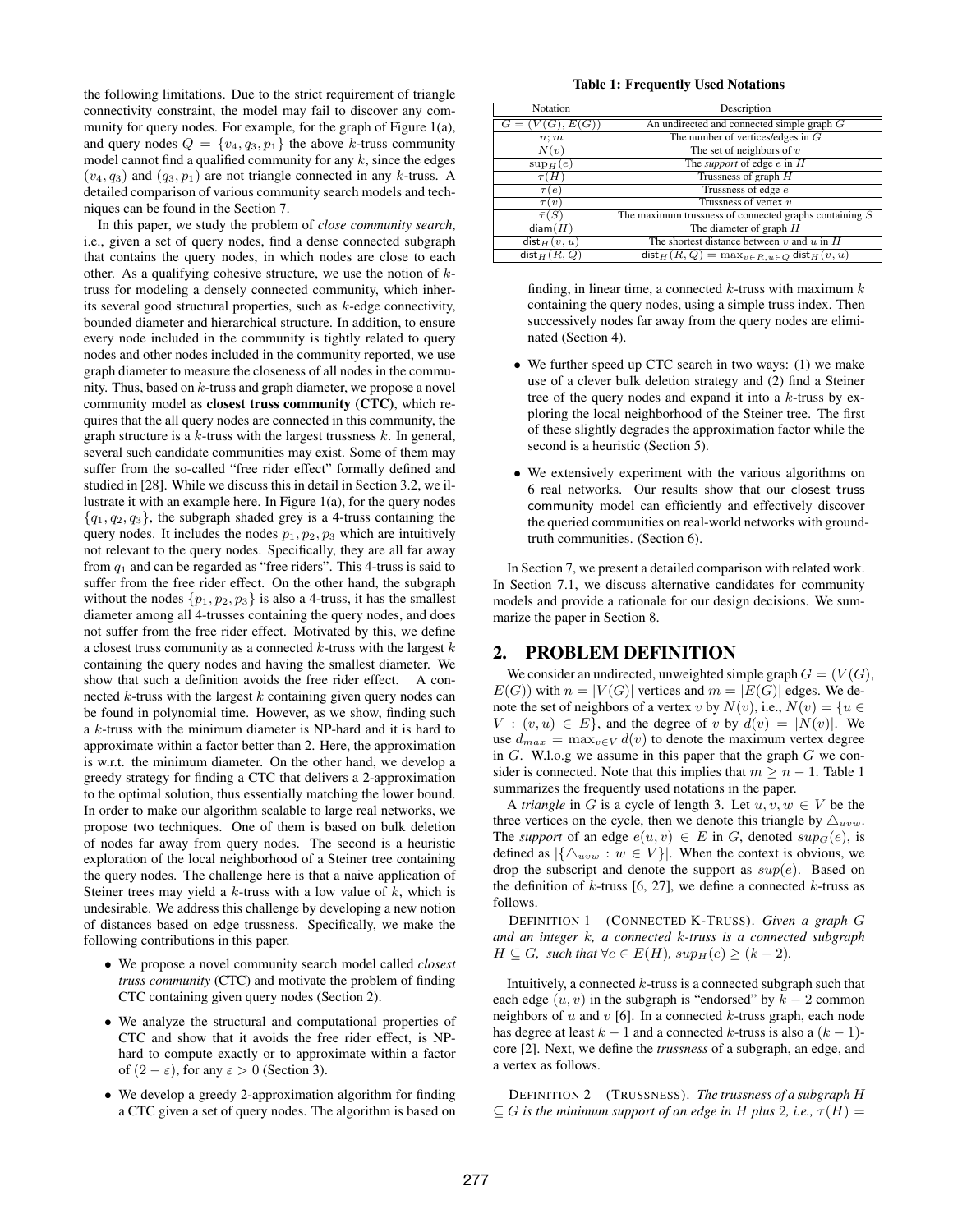the following limitations. Due to the strict requirement of triangle connectivity constraint, the model may fail to discover any community for query nodes. For example, for the graph of Figure 1(a), and query nodes $Q = \{v_4, q_3, p_1\}$ the above $k$-truss community model cannot find a qualified community for any $k$, since the edges $(v_4, q_3)$ and $(q_3, p_1)$ are not triangle connected in any $k$-truss. A detailed comparison of various community search models and techniques can be found in the Section 7.

In this paper, we study the problem of *close community search*, i.e., given a set of query nodes, find a dense connected subgraph that contains the query nodes, in which nodes are close to each other. As a qualifying cohesive structure, we use the notion of $k$-truss for modeling a densely connected community, which inherits several good structural properties, such as $k$-edge connectivity, bounded diameter and hierarchical structure. In addition, to ensure every node included in the community is tightly related to query nodes and other nodes included in the community reported, we use graph diameter to measure the closeness of all nodes in the community. Thus, based on $k$-truss and graph diameter, we propose a novel community model as **closest truss community (CTC)**, which requires that the all query nodes are connected in this community, the graph structure is a $k$-truss with the largest trussness $k$. In general, several such candidate communities may exist. Some of them may suffer from the so-called "free rider effect" formally defined and studied in [28]. While we discuss this in detail in Section 3.2, we illustrate it with an example here. In Figure 1(a), for the query nodes $\{q_1, q_2, q_3\}$, the subgraph shaded grey is a 4-truss containing the query nodes. It includes the nodes $p_1, p_2, p_3$ which are intuitively not relevant to the query nodes. Specifically, they are all far away from $q_1$ and can be regarded as "free riders". This 4-truss is said to suffer from the free rider effect. On the other hand, the subgraph without the nodes $\{p_1, p_2, p_3\}$ is also a 4-truss, it has the smallest diameter among all 4-trusses containing the query nodes, and does not suffer from the free rider effect. Motivated by this, we define a closest truss community as a connected $k$-truss with the largest $k$ containing the query nodes and having the smallest diameter. We show that such a definition avoids the free rider effect. A connected $k$-truss with the largest $k$ containing given query nodes can be found in polynomial time. However, as we show, finding such a $k$-truss with the minimum diameter is NP-hard and it is hard to approximate within a factor better than 2. Here, the approximation is w.r.t. the minimum diameter. On the other hand, we develop a greedy strategy for finding a CTC that delivers a 2-approximation to the optimal solution, thus essentially matching the lower bound. In order to make our algorithm scalable to large real networks, we propose two techniques. One of them is based on bulk deletion of nodes far away from query nodes. The second is a heuristic exploration of the local neighborhood of a Steiner tree containing the query nodes. The challenge here is that a naive application of Steiner trees may yield a $k$-truss with a low value of $k$, which is undesirable. We address this challenge by developing a new notion of distances based on edge trussness. Specifically, we make the following contributions in this paper.

- We propose a novel community search model called *closest truss community* (CTC) and motivate the problem of finding CTC containing given query nodes (Section 2).
- We analyze the structural and computational properties of CTC and show that it avoids the free rider effect, is NP-hard to compute exactly or to approximate within a factor of $(2 - \varepsilon)$, for any $\varepsilon > 0$ (Section 3).
- We develop a greedy 2-approximation algorithm for finding a CTC given a set of query nodes. The algorithm is based on finding, in linear time, a connected $k$-truss with maximum $k$ containing the query nodes, using a simple truss index. Then successively nodes far away from the query nodes are eliminated (Section 4).
- We further speed up CTC search in two ways: (1) we make use of a clever bulk deletion strategy and (2) find a Steiner tree of the query nodes and expand it into a $k$-truss by exploring the local neighborhood of the Steiner tree. The first of these slightly degrades the approximation factor while the second is a heuristic (Section 5).
- We extensively experiment with the various algorithms on 6 real networks. Our results show that our closest truss community model can efficiently and effectively discover the queried communities on real-world networks with ground-truth communities. (Section 6).

In Section 7, we present a detailed comparison with related work. In Section 7.1, we discuss alternative candidates for community models and provide a rationale for our design decisions. We summarize the paper in Section 8.

**Table 1: Frequently Used Notations**

| Notation | Description |
|---|---|
| $G = (V(G), E(G))$ | An undirected and connected simple graph $G$ |
| $n; m$ | The number of vertices/edges in $G$ |
| $N(v)$ | The set of neighbors of $v$ |
| $\sup_H(e)$ | The *support* of edge $e$ in $H$ |
| $\tau(H)$ | Trussness of graph $H$ |
| $\tau(e)$ | Trussness of edge $e$ |
| $\tau(v)$ | Trussness of vertex $v$ |
| $\bar{\tau}(S)$ | The maximum trussness of connected graphs containing $S$ |
| $\mathsf{diam}(H)$ | The diameter of graph $H$ |
| $\mathsf{dist}_H(v, u)$ | The shortest distance between $v$ and $u$ in $H$ |
| $\mathsf{dist}_H(R, Q)$ | $\mathsf{dist}_H(R, Q) = \max_{v \in R, u \in Q} \mathsf{dist}_H(v, u)$ |

## 2. PROBLEM DEFINITION

We consider an undirected, unweighted simple graph $G = (V(G), E(G))$ with $n = |V(G)|$ vertices and $m = |E(G)|$ edges. We denote the set of neighbors of a vertex $v$ by $N(v)$, i.e., $N(v) = \{u \in V : (v, u) \in E\}$, and the degree of $v$ by $d(v) = |N(v)|$. We use $d_{max} = \max_{v \in V} d(v)$ to denote the maximum vertex degree in $G$. W.l.o.g we assume in this paper that the graph $G$ we consider is connected. Note that this implies that $m \geq n - 1$. Table 1 summarizes the frequently used notations in the paper.

A *triangle* in $G$ is a cycle of length 3. Let $u, v, w \in V$ be the three vertices on the cycle, then we denote this triangle by $\triangle_{uvw}$. The *support* of an edge $e(u, v) \in E$ in $G$, denoted $sup_G(e)$, is defined as $|\{\triangle_{uvw} : w \in V\}|$. When the context is obvious, we drop the subscript and denote the support as $sup(e)$. Based on the definition of $k$-truss [6, 27], we define a connected $k$-truss as follows.

DEFINITION 1 (CONNECTED K-TRUSS). *Given a graph $G$ and an integer $k$, a connected $k$-truss is a connected subgraph $H \subseteq G$, such that $\forall e \in E(H)$, $sup_H(e) \geq (k - 2)$.*

Intuitively, a connected $k$-truss is a connected subgraph such that each edge $(u, v)$ in the subgraph is "endorsed" by $k - 2$ common neighbors of $u$ and $v$ [6]. In a connected $k$-truss graph, each node has degree at least $k - 1$ and a connected $k$-truss is also a $(k - 1)$-core [2]. Next, we define the *trussness* of a subgraph, an edge, and a vertex as follows.

DEFINITION 2 (TRUSSNESS). *The trussness of a subgraph $H \subseteq G$ is the minimum support of an edge in $H$ plus 2, i.e., $\tau(H) =$*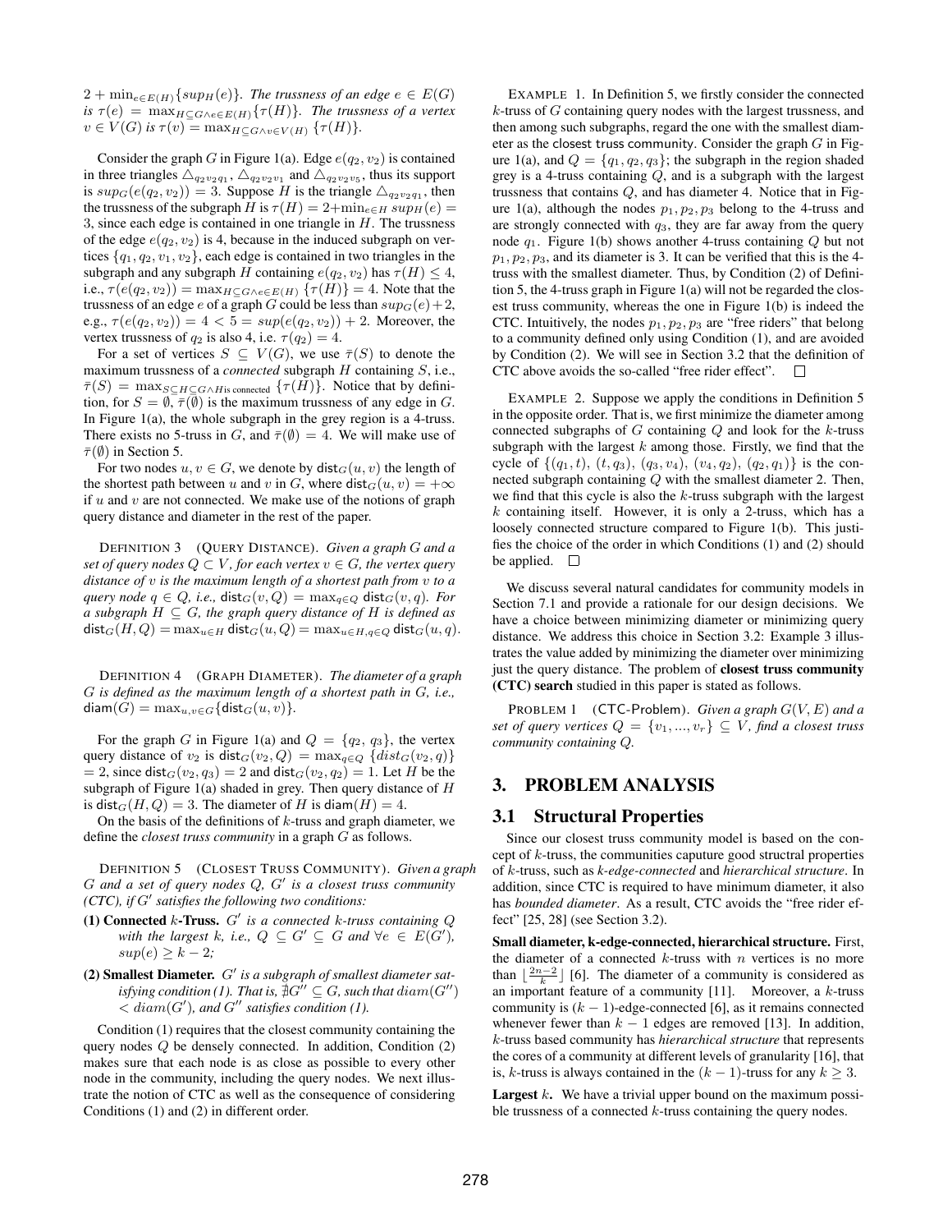$2 + \min_{e \in E(H)}\{sup_H(e)\}$. *The trussness of an edge $e \in E(G)$ is $\tau(e) = \max_{H \subseteq G \wedge e \in E(H)}\{\tau(H)\}$. The trussness of a vertex $v \in V(G)$ is $\tau(v) = \max_{H \subseteq G \wedge v \in V(H)} \{\tau(H)\}$.*

Consider the graph $G$ in Figure 1(a). Edge $e(q_2, v_2)$ is contained in three triangles $\triangle_{q_2 v_2 q_1}$, $\triangle_{q_2 v_2 v_1}$ and $\triangle_{q_2 v_2 v_5}$, thus its support is $sup_G(e(q_2, v_2)) = 3$. Suppose $H$ is the triangle $\triangle_{q_2 v_2 q_1}$, then the trussness of the subgraph $H$ is $\tau(H) = 2 + \min_{e \in H} sup_H(e) = 3$, since each edge is contained in one triangle in $H$. The trussness of the edge $e(q_2, v_2)$ is 4, because in the induced subgraph on vertices $\{q_1, q_2, v_1, v_2\}$, each edge is contained in two triangles in the subgraph and any subgraph $H$ containing $e(q_2, v_2)$ has $\tau(H) \leq 4$, i.e., $\tau(e(q_2, v_2)) = \max_{H \subseteq G \wedge e \in E(H)} \{\tau(H)\} = 4$. Note that the trussness of an edge $e$ of a graph $G$ could be less than $sup_G(e)+2$, e.g., $\tau(e(q_2, v_2)) = 4 < 5 = sup(e(q_2, v_2)) + 2$. Moreover, the vertex trussness of $q_2$ is also 4, i.e. $\tau(q_2) = 4$.

For a set of vertices $S \subseteq V(G)$, we use $\bar{\tau}(S)$ to denote the maximum trussness of a *connected* subgraph $H$ containing $S$, i.e., $\bar{\tau}(S) = \max_{S \subseteq H \subseteq G \wedge H \text{ is connected}} \{\tau(H)\}$. Notice that by definition, for $S = \emptyset$, $\bar{\tau}(\emptyset)$ is the maximum trussness of any edge in $G$. In Figure 1(a), the whole subgraph in the grey region is a 4-truss. There exists no 5-truss in $G$, and $\bar{\tau}(\emptyset) = 4$. We will make use of $\bar{\tau}(\emptyset)$ in Section 5.

For two nodes $u, v \in G$, we denote by $\mathsf{dist}_G(u, v)$ the length of the shortest path between $u$ and $v$ in $G$, where $\mathsf{dist}_G(u, v) = +\infty$ if $u$ and $v$ are not connected. We make use of the notions of graph query distance and diameter in the rest of the paper.

DEFINITION 3 (QUERY DISTANCE). *Given a graph $G$ and a set of query nodes $Q \subset V$, for each vertex $v \in G$, the vertex query distance of $v$ is the maximum length of a shortest path from $v$ to a query node $q \in Q$, i.e., $\mathsf{dist}_G(v, Q) = \max_{q \in Q} \mathsf{dist}_G(v, q)$. For a subgraph $H \subseteq G$, the graph query distance of $H$ is defined as $\mathsf{dist}_G(H, Q) = \max_{u \in H} \mathsf{dist}_G(u, Q) = \max_{u \in H, q \in Q} \mathsf{dist}_G(u, q)$.*

DEFINITION 4 (GRAPH DIAMETER). *The diameter of a graph $G$ is defined as the maximum length of a shortest path in $G$, i.e., $\mathsf{diam}(G) = \max_{u,v \in G}\{\mathsf{dist}_G(u, v)\}$.*

For the graph $G$ in Figure 1(a) and $Q = \{q_2, q_3\}$, the vertex query distance of $v_2$ is $\mathsf{dist}_G(v_2, Q) = \max_{q \in Q} \{dist_G(v_2, q)\} = 2$, since $\mathsf{dist}_G(v_2, q_3) = 2$ and $\mathsf{dist}_G(v_2, q_2) = 1$. Let $H$ be the subgraph of Figure 1(a) shaded in grey. Then query distance of $H$ is $\mathsf{dist}_G(H, Q) = 3$. The diameter of $H$ is $\mathsf{diam}(H) = 4$.

On the basis of the definitions of $k$-truss and graph diameter, we define the *closest truss community* in a graph $G$ as follows.

DEFINITION 5 (CLOSEST TRUSS COMMUNITY). *Given a graph $G$ and a set of query nodes $Q$, $G'$ is a closest truss community (CTC), if $G'$ satisfies the following two conditions:*

**(1) Connected $k$-Truss.** *$G'$ is a connected $k$-truss containing $Q$ with the largest $k$, i.e., $Q \subseteq G' \subseteq G$ and $\forall e \in E(G')$, $sup(e) \geq k - 2$;*

**(2) Smallest Diameter.** *$G'$ is a subgraph of smallest diameter satisfying condition (1). That is, $\nexists G'' \subseteq G$, such that $diam(G'') < diam(G')$, and $G''$ satisfies condition (1).*

Condition (1) requires that the closest community containing the query nodes $Q$ be densely connected. In addition, Condition (2) makes sure that each node is as close as possible to every other node in the community, including the query nodes. We next illustrate the notion of CTC as well as the consequence of considering Conditions (1) and (2) in different order.

EXAMPLE 1. In Definition 5, we firstly consider the connected $k$-truss of $G$ containing query nodes with the largest trussness, and then among such subgraphs, regard the one with the smallest diameter as the closest truss community. Consider the graph $G$ in Figure 1(a), and $Q = \{q_1, q_2, q_3\}$; the subgraph in the region shaded grey is a 4-truss containing $Q$, and is a subgraph with the largest trussness that contains $Q$, and has diameter 4. Notice that in Figure 1(a), although the nodes $p_1, p_2, p_3$ belong to the 4-truss and are strongly connected with $q_3$, they are far away from the query node $q_1$. Figure 1(b) shows another 4-truss containing $Q$ but not $p_1, p_2, p_3$, and its diameter is 3. It can be verified that this is the 4-truss with the smallest diameter. Thus, by Condition (2) of Definition 5, the 4-truss graph in Figure 1(a) will not be regarded the closest truss community, whereas the one in Figure 1(b) is indeed the CTC. Intuitively, the nodes $p_1, p_2, p_3$ are "free riders" that belong to a community defined only using Condition (1), and are avoided by Condition (2). We will see in Section 3.2 that the definition of CTC above avoids the so-called "free rider effect". □

EXAMPLE 2. Suppose we apply the conditions in Definition 5 in the opposite order. That is, we first minimize the diameter among connected subgraphs of $G$ containing $Q$ and look for the $k$-truss subgraph with the largest $k$ among those. Firstly, we find that the cycle of $\{(q_1, t), (t, q_3), (q_3, v_4), (v_4, q_2), (q_2, q_1)\}$ is the connected subgraph containing $Q$ with the smallest diameter 2. Then, we find that this cycle is also the $k$-truss subgraph with the largest $k$ containing itself. However, it is only a 2-truss, which has a loosely connected structure compared to Figure 1(b). This justifies the choice of the order in which Conditions (1) and (2) should be applied. □

We discuss several natural candidates for community models in Section 7.1 and provide a rationale for our design decisions. We have a choice between minimizing diameter or minimizing query distance. We address this choice in Section 3.2: Example 3 illustrates the value added by minimizing the diameter over minimizing just the query distance. The problem of **closest truss community (CTC) search** studied in this paper is stated as follows.

PROBLEM 1 (CTC-Problem). *Given a graph $G(V, E)$ and a set of query vertices $Q = \{v_1, ..., v_r\} \subseteq V$, find a closest truss community containing $Q$.*

# 3. PROBLEM ANALYSIS

## 3.1 Structural Properties

Since our closest truss community model is based on the concept of $k$-truss, the communities caputure good structral properties of $k$-truss, such as *k-edge-connected* and *hierarchical structure*. In addition, since CTC is required to have minimum diameter, it also has *bounded diameter*. As a result, CTC avoids the "free rider effect" [25, 28] (see Section 3.2).

**Small diameter, k-edge-connected, hierarchical structure.** First, the diameter of a connected $k$-truss with $n$ vertices is no more than $\lfloor \frac{2n-2}{k} \rfloor$ [6]. The diameter of a community is considered as an important feature of a community [11]. Moreover, a $k$-truss community is $(k-1)$-edge-connected [6], as it remains connected whenever fewer than $k-1$ edges are removed [13]. In addition, $k$-truss based community has *hierarchical structure* that represents the cores of a community at different levels of granularity [16], that is, $k$-truss is always contained in the $(k-1)$-truss for any $k \geq 3$.

**Largest $k$.** We have a trivial upper bound on the maximum possible trussness of a connected $k$-truss containing the query nodes.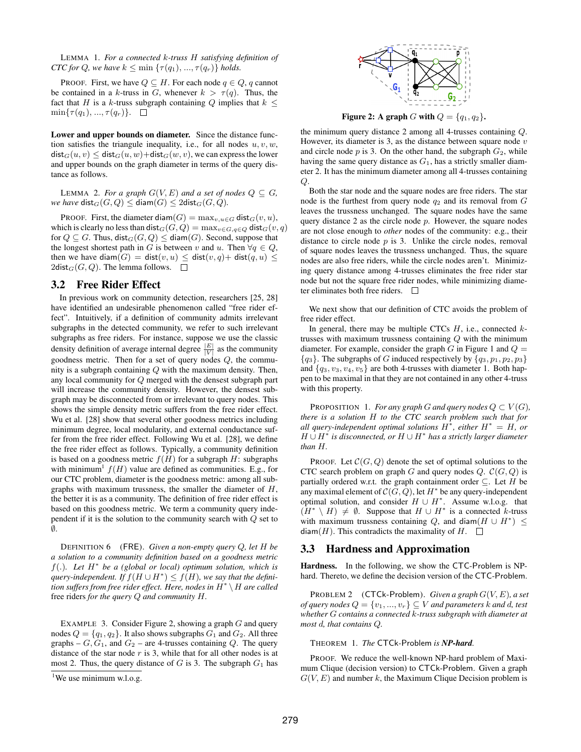LEMMA 1. *For a connected $k$-truss $H$ satisfying definition of CTC for $Q$, we have $k \leq \min\{\tau(q_1), ..., \tau(q_r)\}$ holds.*

PROOF. First, we have $Q \subseteq H$. For each node $q \in Q$, $q$ cannot be contained in a $k$-truss in $G$, whenever $k > \tau(q)$. Thus, the fact that $H$ is a $k$-truss subgraph containing $Q$ implies that $k \leq \min\{\tau(q_1), ..., \tau(q_r)\}$. □

**Lower and upper bounds on diameter.** Since the distance function satisfies the triangle inequality, i.e., for all nodes $u, v, w$, $\mathsf{dist}_G(u, v) \leq \mathsf{dist}_G(u, w) + \mathsf{dist}_G(w, v)$, we can express the lower and upper bounds on the graph diameter in terms of the query distance as follows.

LEMMA 2. *For a graph $G(V, E)$ and a set of nodes $Q \subseteq G$, we have $\mathsf{dist}_G(G, Q) \leq \mathsf{diam}(G) \leq 2\mathsf{dist}_G(G, Q)$.*

PROOF. First, the diameter $\mathsf{diam}(G) = \max_{v,u \in G} \mathsf{dist}_G(v, u)$, which is clearly no less than $\mathsf{dist}_G(G, Q) = \max_{v \in G, q \in Q} \mathsf{dist}_G(v, q)$ for $Q \subseteq G$. Thus, $\mathsf{dist}_G(G, Q) \leq \mathsf{diam}(G)$. Second, suppose that the longest shortest path in $G$ is between $v$ and $u$. Then $\forall q \in Q$, then we have $\mathsf{diam}(G) = \mathsf{dist}(v, u) \leq \mathsf{dist}(v, q) + \mathsf{dist}(q, u) \leq 2\mathsf{dist}_G(G, Q)$. The lemma follows. □

## 3.2 Free Rider Effect

In previous work on community detection, researchers [25, 28] have identified an undesirable phenomenon called "free rider effect". Intuitively, if a definition of community admits irrelevant subgraphs in the detected community, we refer to such irrelevant subgraphs as free riders. For instance, suppose we use the classic density definition of average internal degree $\frac{|E|}{|V|}$ as the community goodness metric. Then for a set of query nodes $Q$, the community is a subgraph containing $Q$ with the maximum density. Then, any local community for $Q$ merged with the densest subgraph part will increase the community density. However, the densest subgraph may be disconnected from or irrelevant to query nodes. This shows the simple density metric suffers from the free rider effect. Wu et al. [28] show that several other goodness metrics including minimum degree, local modularity, and external conductance suffer from the free rider effect. Following Wu et al. [28], we define the free rider effect as follows. Typically, a community definition is based on a goodness metric $f(H)$ for a subgraph $H$: subgraphs with minimum[1] $f(H)$ value are defined as communities. E.g., for our CTC problem, diameter is the goodness metric: among all subgraphs with maximum trussness, the smaller the diameter of $H$, the better it is as a community. The definition of free rider effect is based on this goodness metric. We term a community query independent if it is the solution to the community search with $Q$ set to $\emptyset$.

DEFINITION 6 (FRE). *Given a non-empty query $Q$, let $H$ be a solution to a community definition based on a goodness metric $f(.)$. Let $H^*$ be a (global or local) optimum solution, which is query-independent. If $f(H \cup H^*) \leq f(H)$, we say that the definition suffers from free rider effect. Here, nodes in $H^* \setminus H$ are called* free riders *for the query $Q$ and community $H$.*

EXAMPLE 3. Consider Figure 2, showing a graph $G$ and query nodes $Q = \{q_1, q_2\}$. It also shows subgraphs $G_1$ and $G_2$. All three graphs – $G, G_1$, and $G_2$ – are 4-trusses containing $Q$. The query distance of the star node $r$ is 3, while that for all other nodes is at most 2. Thus, the query distance of $G$ is 3. The subgraph $G_1$ has the minimum query distance 2 among all 4-trusses containing $Q$. However, its diameter is 3, as the distance between square node $v$ and circle node $p$ is 3. On the other hand, the subgraph $G_2$, while having the same query distance as $G_1$, has a strictly smaller diameter 2. It has the minimum diameter among all 4-trusses containing $Q$.

Both the star node and the square nodes are free riders. The star node is the furthest from query node $q_2$ and its removal from $G$ leaves the trussness unchanged. The square nodes have the same query distance 2 as the circle node $p$. However, the square nodes are not close enough to *other* nodes of the community: e.g., their distance to circle node $p$ is 3. Unlike the circle nodes, removal of square nodes leaves the trussness unchanged. Thus, the square nodes are also free riders, while the circle nodes aren't. Minimizing query distance among 4-trusses eliminates the free rider star node but not the square free rider nodes, while minimizing diameter eliminates both free riders. □

[1] We use minimum w.l.o.g.

**Figure 2: A graph $G$ with $Q = \{q_1, q_2\}$.**

We next show that our definition of CTC avoids the problem of free rider effect.

In general, there may be multiple CTCs $H$, i.e., connected $k$-trusses with maximum trussness containing $Q$ with the minimum diameter. For example, consider the graph $G$ in Figure 1 and $Q = \{q_3\}$. The subgraphs of $G$ induced respectively by $\{q_3, p_1, p_2, p_3\}$ and $\{q_3, v_3, v_4, v_5\}$ are both 4-trusses with diameter 1. Both happen to be maximal in that they are not contained in any other 4-truss with this property.

PROPOSITION 1. *For any graph $G$ and query nodes $Q \subset V(G)$, there is a solution $H$ to the CTC search problem such that for all query-independent optimal solutions $H^*$, either $H^* = H$, or $H \cup H^*$ is disconnected, or $H \cup H^*$ has a strictly larger diameter than $H$.*

PROOF. Let $\mathcal{C}(G, Q)$ denote the set of optimal solutions to the CTC search problem on graph $G$ and query nodes $Q$. $\mathcal{C}(G, Q)$ is partially ordered w.r.t. the graph containment order $\subseteq$. Let $H$ be any maximal element of $\mathcal{C}(G, Q)$, let $H^*$ be any query-independent optimal solution, and consider $H \cup H^*$. Assume w.l.o.g. that $(H^* \setminus H) \neq \emptyset$. Suppose that $H \cup H^*$ is a connected $k$-truss with maximum trussness containing $Q$, and $\mathsf{diam}(H \cup H^*) \leq \mathsf{diam}(H)$. This contradicts the maximality of $H$. □

## 3.3 Hardness and Approximation

**Hardness.** In the following, we show the CTC-Problem is NP-hard. Thereto, we define the decision version of the CTC-Problem.

PROBLEM 2 (CTCk-Problem). *Given a graph $G(V, E)$, a set of query nodes $Q = \{v_1, ..., v_r\} \subseteq V$ and parameters $k$ and $d$, test whether $G$ contains a connected $k$-truss subgraph with diameter at most $d$, that contains $Q$.*

THEOREM 1. *The* CTCk-Problem *is* ***NP-hard***.

PROOF. We reduce the well-known NP-hard problem of Maximum Clique (decision version) to CTCk-Problem. Given a graph $G(V, E)$ and number $k$, the Maximum Clique Decision problem is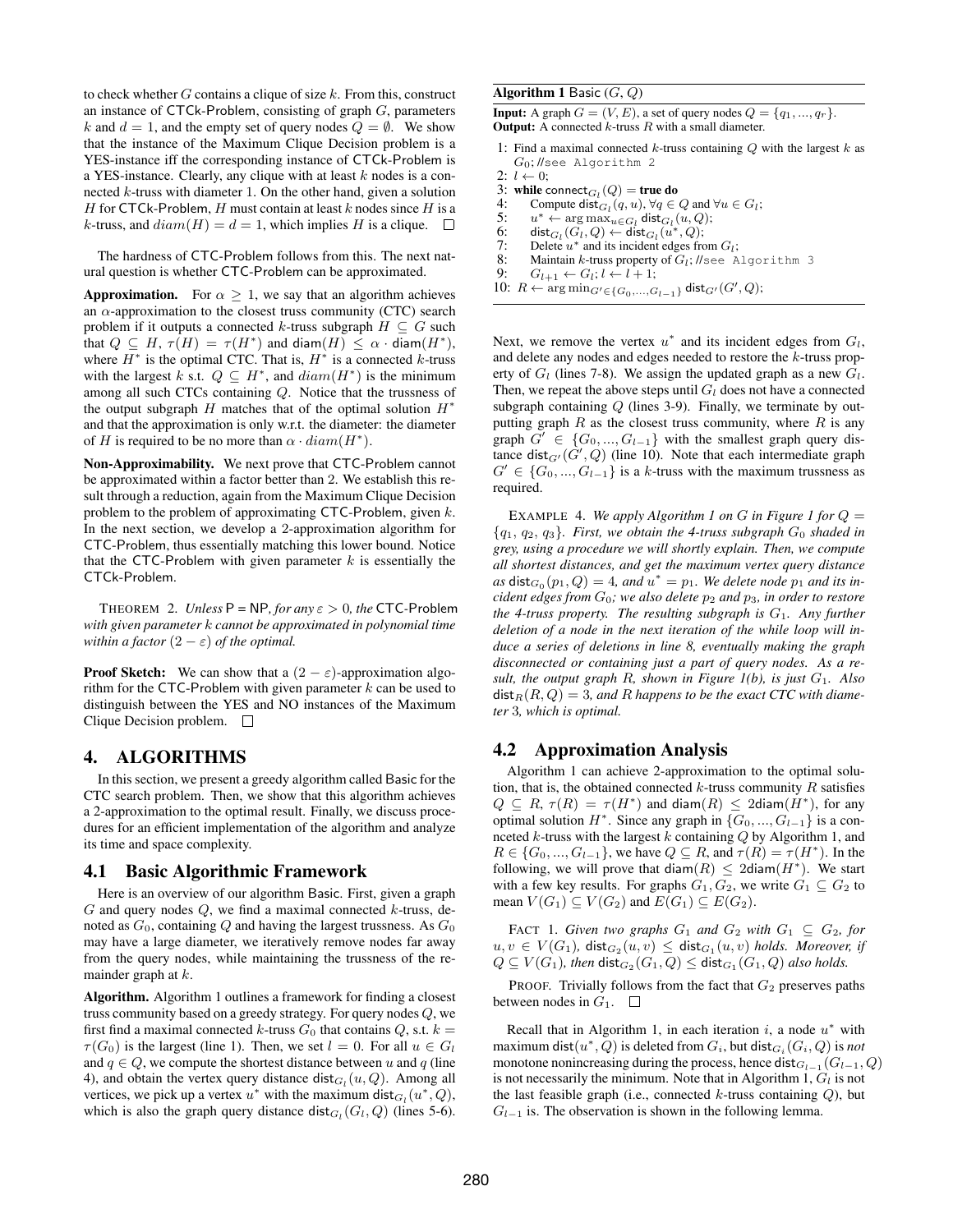to check whether $G$ contains a clique of size $k$. From this, construct an instance of CTCk-Problem, consisting of graph $G$, parameters $k$ and $d = 1$, and the empty set of query nodes $Q = \emptyset$. We show that the instance of the Maximum Clique Decision problem is a YES-instance iff the corresponding instance of CTCk-Problem is a YES-instance. Clearly, any clique with at least $k$ nodes is a connected $k$-truss with diameter 1. On the other hand, given a solution $H$ for CTCk-Problem, $H$ must contain at least $k$ nodes since $H$ is a $k$-truss, and $diam(H) = d = 1$, which implies $H$ is a clique. □

The hardness of CTC-Problem follows from this. The next natural question is whether CTC-Problem can be approximated.

**Approximation.** For $\alpha \geq 1$, we say that an algorithm achieves an $\alpha$-approximation to the closest truss community (CTC) search problem if it outputs a connected $k$-truss subgraph $H \subseteq G$ such that $Q \subseteq H$, $\tau(H) = \tau(H^*)$ and $\mathsf{diam}(H) \leq \alpha \cdot \mathsf{diam}(H^*)$, where $H^*$ is the optimal CTC. That is, $H^*$ is a connected $k$-truss with the largest $k$ s.t. $Q \subseteq H^*$, and $diam(H^*)$ is the minimum among all such CTCs containing $Q$. Notice that the trussness of the output subgraph $H$ matches that of the optimal solution $H^*$ and that the approximation is only w.r.t. the diameter: the diameter of $H$ is required to be no more than $\alpha \cdot diam(H^*)$.

**Non-Approximability.** We next prove that CTC-Problem cannot be approximated within a factor better than 2. We establish this result through a reduction, again from the Maximum Clique Decision problem to the problem of approximating CTC-Problem, given $k$. In the next section, we develop a 2-approximation algorithm for CTC-Problem, thus essentially matching this lower bound. Notice that the CTC-Problem with given parameter $k$ is essentially the CTCk-Problem.

THEOREM 2. *Unless* P = NP*, for any* $\varepsilon > 0$*, the* CTC-Problem *with given parameter* $k$ *cannot be approximated in polynomial time within a factor* $(2 - \varepsilon)$ *of the optimal.*

**Proof Sketch:** We can show that a $(2 - \varepsilon)$-approximation algorithm for the CTC-Problem with given parameter $k$ can be used to distinguish between the YES and NO instances of the Maximum Clique Decision problem. □

# 4. ALGORITHMS

In this section, we present a greedy algorithm called Basic for the CTC search problem. Then, we show that this algorithm achieves a 2-approximation to the optimal result. Finally, we discuss procedures for an efficient implementation of the algorithm and analyze its time and space complexity.

## 4.1 Basic Algorithmic Framework

Here is an overview of our algorithm Basic. First, given a graph $G$ and query nodes $Q$, we find a maximal connected $k$-truss, denoted as $G_0$, containing $Q$ and having the largest trussness. As $G_0$ may have a large diameter, we iteratively remove nodes far away from the query nodes, while maintaining the trussness of the remainder graph at $k$.

**Algorithm.** Algorithm 1 outlines a framework for finding a closest truss community based on a greedy strategy. For query nodes $Q$, we first find a maximal connected $k$-truss $G_0$ that contains $Q$, s.t. $k = \tau(G_0)$ is the largest (line 1). Then, we set $l = 0$. For all $u \in G_l$ and $q \in Q$, we compute the shortest distance between $u$ and $q$ (line 4), and obtain the vertex query distance $\mathsf{dist}_{G_l}(u, Q)$. Among all vertices, we pick up a vertex $u^*$ with the maximum $\mathsf{dist}_{G_l}(u^*, Q)$, which is also the graph query distance $\mathsf{dist}_{G_l}(G_l, Q)$ (lines 5-6).

**Algorithm 1** Basic $(G, Q)$

**Input:** A graph $G = (V, E)$, a set of query nodes $Q = \{q_1, ..., q_r\}$.
**Output:** A connected $k$-truss $R$ with a small diameter.

```
1: Find a maximal connected k-truss containing Q with the largest k as
   G_0; //see Algorithm 2
2: l ← 0;
3: while connect_{G_l}(Q) = true do
4:     Compute dist_{G_l}(q, u), ∀q ∈ Q and ∀u ∈ G_l;
5:     u* ← arg max_{u∈G_l} dist_{G_l}(u, Q);
6:     dist_{G_l}(G_l, Q) ← dist_{G_l}(u*, Q);
7:     Delete u* and its incident edges from G_l;
8:     Maintain k-truss property of G_l; //see Algorithm 3
9:     G_{l+1} ← G_l; l ← l + 1;
10: R ← arg min_{G'∈{G_0,...,G_{l-1}}} dist_{G'}(G', Q);
```

Next, we remove the vertex $u^*$ and its incident edges from $G_l$, and delete any nodes and edges needed to restore the $k$-truss property of $G_l$ (lines 7-8). We assign the updated graph as a new $G_l$. Then, we repeat the above steps until $G_l$ does not have a connected subgraph containing $Q$ (lines 3-9). Finally, we terminate by outputting graph $R$ as the closest truss community, where $R$ is any graph $G' \in \{G_0, ..., G_{l-1}\}$ with the smallest graph query distance $\mathsf{dist}_{G'}(G', Q)$ (line 10). Note that each intermediate graph $G' \in \{G_0, ..., G_{l-1}\}$ is a $k$-truss with the maximum trussness as required.

EXAMPLE 4. *We apply Algorithm 1 on $G$ in Figure 1 for $Q = \{q_1, q_2, q_3\}$. First, we obtain the 4-truss subgraph $G_0$ shaded in grey, using a procedure we will shortly explain. Then, we compute all shortest distances, and get the maximum vertex query distance as $\mathsf{dist}_{G_0}(p_1, Q) = 4$, and $u^* = p_1$. We delete node $p_1$ and its incident edges from $G_0$; we also delete $p_2$ and $p_3$, in order to restore the 4-truss property. The resulting subgraph is $G_1$. Any further deletion of a node in the next iteration of the while loop will induce a series of deletions in line 8, eventually making the graph disconnected or containing just a part of query nodes. As a result, the output graph $R$, shown in Figure 1(b), is just $G_1$. Also $\mathsf{dist}_R(R, Q) = 3$, and $R$ happens to be the exact CTC with diameter 3, which is optimal.*

## 4.2 Approximation Analysis

Algorithm 1 can achieve 2-approximation to the optimal solution, that is, the obtained connected $k$-truss community $R$ satisfies $Q \subseteq R$, $\tau(R) = \tau(H^*)$ and $\mathsf{diam}(R) \leq 2\mathsf{diam}(H^*)$, for any optimal solution $H^*$. Since any graph in $\{G_0, ..., G_{l-1}\}$ is a connected $k$-truss with the largest $k$ containing $Q$ by Algorithm 1, and $R \in \{G_0, ..., G_{l-1}\}$, we have $Q \subseteq R$, and $\tau(R) = \tau(H^*)$. In the following, we will prove that $\mathsf{diam}(R) \leq 2\mathsf{diam}(H^*)$. We start with a few key results. For graphs $G_1, G_2$, we write $G_1 \subseteq G_2$ to mean $V(G_1) \subseteq V(G_2)$ and $E(G_1) \subseteq E(G_2)$.

FACT 1. *Given two graphs $G_1$ and $G_2$ with $G_1 \subseteq G_2$, for $u, v \in V(G_1)$, $\mathsf{dist}_{G_2}(u, v) \leq \mathsf{dist}_{G_1}(u, v)$ holds. Moreover, if $Q \subseteq V(G_1)$, then $\mathsf{dist}_{G_2}(G_1, Q) \leq \mathsf{dist}_{G_1}(G_1, Q)$ also holds.*

PROOF. Trivially follows from the fact that $G_2$ preserves paths between nodes in $G_1$. □

Recall that in Algorithm 1, in each iteration $i$, a node $u^*$ with maximum $\mathsf{dist}(u^*, Q)$ is deleted from $G_i$, but $\mathsf{dist}_{G_i}(G_i, Q)$ is *not* monotone nonincreasing during the process, hence $\mathsf{dist}_{G_{l-1}}(G_{l-1}, Q)$ is not necessarily the minimum. Note that in Algorithm 1, $G_l$ is not the last feasible graph (i.e., connected $k$-truss containing $Q$), but $G_{l-1}$ is. The observation is shown in the following lemma.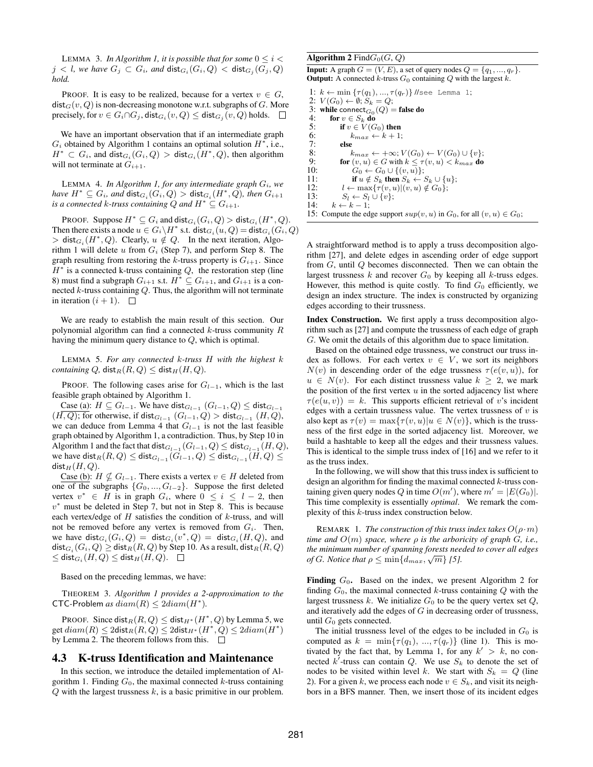LEMMA 3. *In Algorithm 1, it is possible that for some $0 \leq i < j < l$, we have $G_j \subset G_i$, and $\mathsf{dist}_{G_i}(G_i, Q) < \mathsf{dist}_{G_j}(G_j, Q)$ hold.*

PROOF. It is easy to be realized, because for a vertex $v \in G$, $\mathsf{dist}_G(v, Q)$ is non-decreasing monotone w.r.t. subgraphs of $G$. More precisely, for $v \in G_i \cap G_j$, $\mathsf{dist}_{G_i}(v, Q) \leq \mathsf{dist}_{G_j}(v, Q)$ holds. □

We have an important observation that if an intermediate graph $G_i$ obtained by Algorithm 1 contains an optimal solution $H^*$, i.e., $H^* \subset G_i$, and $\mathsf{dist}_{G_i}(G_i, Q) > \mathsf{dist}_{G_i}(H^*, Q)$, then algorithm will not terminate at $G_{i+1}$.

LEMMA 4. *In Algorithm 1, for any intermediate graph $G_i$, we have $H^* \subseteq G_i$, and $\mathsf{dist}_{G_i}(G_i, Q) > \mathsf{dist}_{G_i}(H^*, Q)$, then $G_{i+1}$ is a connected $k$-truss containing $Q$ and $H^* \subseteq G_{i+1}$.*

PROOF. Suppose $H^* \subseteq G_i$ and $\mathsf{dist}_{G_i}(G_i, Q) > \mathsf{dist}_{G_i}(H^*, Q)$. Then there exists a node $u \in G_i \backslash H^*$ s.t. $\mathsf{dist}_{G_i}(u, Q) = \mathsf{dist}_{G_i}(G_i, Q) > \mathsf{dist}_{G_i}(H^*, Q)$. Clearly, $u \notin Q$. In the next iteration, Algorithm 1 will delete $u$ from $G_i$ (Step 7), and perform Step 8. The graph resulting from restoring the $k$-truss property is $G_{i+1}$. Since $H^*$ is a connected k-truss containing $Q$, the restoration step (line 8) must find a subgraph $G_{i+1}$ s.t. $H^* \subseteq G_{i+1}$, and $G_{i+1}$ is a connected $k$-truss containing $Q$. Thus, the algorithm will not terminate in iteration $(i + 1)$. □

We are ready to establish the main result of this section. Our polynomial algorithm can find a connected $k$-truss community $R$ having the minimum query distance to $Q$, which is optimal.

LEMMA 5. *For any connected $k$-truss $H$ with the highest $k$ containing $Q$, $\mathsf{dist}_R(R, Q) \leq \mathsf{dist}_H(H, Q)$.*

PROOF. The following cases arise for $G_{l-1}$, which is the last feasible graph obtained by Algorithm 1.

Case (a): $H \subseteq G_{l-1}$. We have $\mathsf{dist}_{G_{l-1}}(G_{l-1}, Q) \leq \mathsf{dist}_{G_{l-1}}(H, Q)$; for otherwise, if $\mathsf{dist}_{G_{l-1}}(G_{l-1}, Q) > \mathsf{dist}_{G_{l-1}}(H, Q)$, we can deduce from Lemma 4 that $G_{l-1}$ is not the last feasible graph obtained by Algorithm 1, a contradiction. Thus, by Step 10 in Algorithm 1 and the fact that $\mathsf{dist}_{G_{l-1}}(G_{l-1}, Q) \leq \mathsf{dist}_{G_{l-1}}(H, Q)$, we have $\mathsf{dist}_R(R, Q) \leq \mathsf{dist}_{G_{l-1}}(G_{l-1}, Q) \leq \mathsf{dist}_{G_{l-1}}(H, Q) \leq \mathsf{dist}_H(H, Q)$.

Case (b): $H \nsubseteq G_{l-1}$. There exists a vertex $v \in H$ deleted from one of the subgraphs $\{G_0, ..., G_{l-2}\}$. Suppose the first deleted vertex $v^* \in H$ is in graph $G_i$, where $0 \leq i \leq l-2$, then $v^*$ must be deleted in Step 7, but not in Step 8. This is because each vertex/edge of $H$ satisfies the condition of $k$-truss, and will not be removed before any vertex is removed from $G_i$. Then, we have $\mathsf{dist}_{G_i}(G_i, Q) = \mathsf{dist}_{G_i}(v^*, Q) = \mathsf{dist}_{G_i}(H, Q)$, and $\mathsf{dist}_{G_i}(G_i, Q) \geq \mathsf{dist}_R(R, Q)$ by Step 10. As a result, $\mathsf{dist}_R(R, Q) \leq \mathsf{dist}_{G_i}(H, Q) \leq \mathsf{dist}_H(H, Q)$. □

Based on the preceding lemmas, we have:

THEOREM 3. *Algorithm 1 provides a 2-approximation to the* CTC-Problem *as $diam(R) \leq 2diam(H^*)$.*

PROOF. Since $\mathsf{dist}_R(R, Q) \leq \mathsf{dist}_{H^*}(H^*, Q)$ by Lemma 5, we get $diam(R) \leq 2\mathsf{dist}_R(R, Q) \leq 2\mathsf{dist}_{H^*}(H^*, Q) \leq 2diam(H^*)$ by Lemma 2. The theorem follows from this. □

## 4.3 K-truss Identification and Maintenance

In this section, we introduce the detailed implementation of Algorithm 1. Finding $G_0$, the maximal connected $k$-truss containing $Q$ with the largest trussness $k$, is a basic primitive in our problem.

**Algorithm 2** Find$G_0(G, Q)$

**Input:** A graph $G = (V, E)$, a set of query nodes $Q = \{q_1, ..., q_r\}$.
**Output:** A connected $k$-truss $G_0$ containing $Q$ with the largest $k$.

```
1: k ← min {τ(q_1), ..., τ(q_r)} //see Lemma 1;
2: V(G_0) ← ∅; S_k = Q;
3: while connect_{G_0}(Q) = false do
4:     for v ∈ S_k do
5:         if v ∈ V(G_0) then
6:             k_max ← k + 1;
7:         else
8:             k_max ← +∞; V(G_0) ← V(G_0) ∪ {v};
9:         for (v, u) ∈ G with k ≤ τ(v, u) < k_max do
10:            G_0 ← G_0 ∪ {(v, u)};
11:            if u ∉ S_k then S_k ← S_k ∪ {u};
12:        l ← max{τ(v, u)|(v, u) ∉ G_0};
13:        S_l ← S_l ∪ {v};
14:    k ← k − 1;
15: Compute the edge support sup(v, u) in G_0, for all (v, u) ∈ G_0;
```

A straightforward method is to apply a truss decomposition algorithm [27], and delete edges in ascending order of edge support from $G$, until $Q$ becomes disconnected. Then we can obtain the largest trussness $k$ and recover $G_0$ by keeping all $k$-truss edges. However, this method is quite costly. To find $G_0$ efficiently, we design an index structure. The index is constructed by organizing edges according to their trussness.

**Index Construction.** We first apply a truss decomposition algorithm such as [27] and compute the trussness of each edge of graph $G$. We omit the details of this algorithm due to space limitation.

Based on the obtained edge trussness, we construct our truss index as follows. For each vertex $v \in V$, we sort its neighbors $N(v)$ in descending order of the edge trussness $\tau(e(v, u))$, for $u \in N(v)$. For each distinct trussness value $k \geq 2$, we mark the position of the first vertex $u$ in the sorted adjacency list where $\tau(e(u, v)) = k$. This supports efficient retrieval of $v$'s incident edges with a certain trussness value. The vertex trussness of $v$ is also kept as $\tau(v) = \max\{\tau(v, u)|u \in N(v)\}$, which is the trussness of the first edge in the sorted adjacency list. Moreover, we build a hashtable to keep all the edges and their trussness values. This is identical to the simple truss index of [16] and we refer to it as the truss index.

In the following, we will show that this truss index is sufficient to design an algorithm for finding the maximal connected $k$-truss containing given query nodes $Q$ in time $O(m')$, where $m' = |E(G_0)|$. This time complexity is essentially *optimal*. We remark the complexity of this $k$-truss index construction below.

REMARK 1. *The construction of this truss index takes $O(\rho \cdot m)$ time and $O(m)$ space, where $\rho$ is the arboricity of graph $G$, i.e., the minimum number of spanning forests needed to cover all edges of $G$. Notice that $\rho \leq \min\{d_{max}, \sqrt{m}\}$ [5].*

**Finding $G_0$.** Based on the index, we present Algorithm 2 for finding $G_0$, the maximal connected $k$-truss containing $Q$ with the largest trussness $k$. We initialize $G_0$ to be the query vertex set $Q$, and iteratively add the edges of $G$ in decreasing order of trussness, until $G_0$ gets connected.

The initial trussness level of the edges to be included in $G_0$ is computed as $k = \min\{\tau(q_1), ..., \tau(q_r)\}$ (line 1). This is motivated by the fact that, by Lemma 1, for any $k' > k$, no connected $k'$-truss can contain $Q$. We use $S_k$ to denote the set of nodes to be visited within level $k$. We start with $S_k = Q$ (line 2). For a given $k$, we process each node $v \in S_k$, and visit its neighbors in a BFS manner. Then, we insert those of its incident edges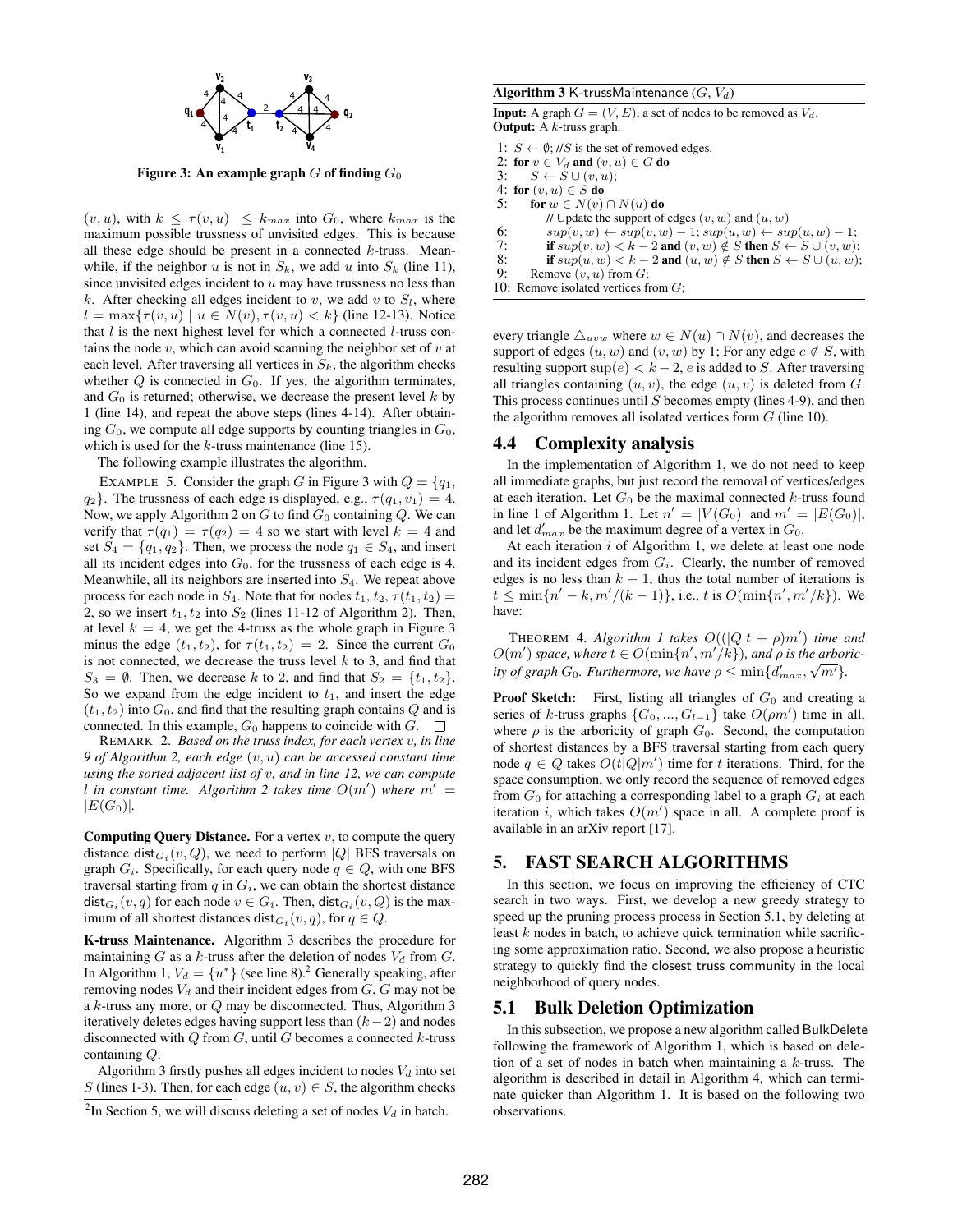Figure 3: An example graph $G$ of finding $G_0$

$(v, u)$, with $k \leq \tau(v, u) \leq k_{max}$ into $G_0$, where $k_{max}$ is the maximum possible trussness of unvisited edges. This is because all these edge should be present in a connected $k$-truss. Meanwhile, if the neighbor $u$ is not in $S_k$, we add $u$ into $S_k$ (line 11), since unvisited edges incident to $u$ may have trussness no less than $k$. After checking all edges incident to $v$, we add $v$ to $S_l$, where $l = \max\{\tau(v, u) \mid u \in N(v), \tau(v, u) < k\}$ (line 12-13). Notice that $l$ is the next highest level for which a connected $l$-truss contains the node $v$, which can avoid scanning the neighbor set of $v$ at each level. After traversing all vertices in $S_k$, the algorithm checks whether $Q$ is connected in $G_0$. If yes, the algorithm terminates, and $G_0$ is returned; otherwise, we decrease the present level $k$ by 1 (line 14), and repeat the above steps (lines 4-14). After obtaining $G_0$, we compute all edge supports by counting triangles in $G_0$, which is used for the $k$-truss maintenance (line 15).

The following example illustrates the algorithm.

EXAMPLE 5. Consider the graph $G$ in Figure 3 with $Q = \{q_1, q_2\}$. The trussness of each edge is displayed, e.g., $\tau(q_1, v_1) = 4$. Now, we apply Algorithm 2 on $G$ to find $G_0$ containing $Q$. We can verify that $\tau(q_1) = \tau(q_2) = 4$ so we start with level $k = 4$ and set $S_4 = \{q_1, q_2\}$. Then, we process the node $q_1 \in S_4$, and insert all its incident edges into $G_0$, for the trussness of each edge is 4. Meanwhile, all its neighbors are inserted into $S_4$. We repeat above process for each node in $S_4$. Note that for nodes $t_1$, $t_2$, $\tau(t_1, t_2) = 2$, so we insert $t_1, t_2$ into $S_2$ (lines 11-12 of Algorithm 2). Then, at level $k = 4$, we get the 4-truss as the whole graph in Figure 3 minus the edge $(t_1, t_2)$, for $\tau(t_1, t_2) = 2$. Since the current $G_0$ is not connected, we decrease the truss level $k$ to 3, and find that $S_3 = \emptyset$. Then, we decrease $k$ to 2, and find that $S_2 = \{t_1, t_2\}$. So we expand from the edge incident to $t_1$, and insert the edge $(t_1, t_2)$ into $G_0$, and find that the resulting graph contains $Q$ and is connected. In this example, $G_0$ happens to coincide with $G$. □

REMARK 2. *Based on the truss index, for each vertex $v$, in line 9 of Algorithm 2, each edge $(v, u)$ can be accessed constant time using the sorted adjacent list of $v$, and in line 12, we can compute $l$ in constant time. Algorithm 2 takes time $O(m')$ where $m' = |E(G_0)|$.*

**Computing Query Distance.** For a vertex $v$, to compute the query distance $\mathsf{dist}_{G_i}(v, Q)$, we need to perform $|Q|$ BFS traversals on graph $G_i$. Specifically, for each query node $q \in Q$, with one BFS traversal starting from $q$ in $G_i$, we can obtain the shortest distance $\mathsf{dist}_{G_i}(v, q)$ for each node $v \in G_i$. Then, $\mathsf{dist}_{G_i}(v, Q)$ is the maximum of all shortest distances $\mathsf{dist}_{G_i}(v, q)$, for $q \in Q$.

**K-truss Maintenance.** Algorithm 3 describes the procedure for maintaining $G$ as a $k$-truss after the deletion of nodes $V_d$ from $G$. In Algorithm 1, $V_d = \{u^*\}$ (see line 8).[2] Generally speaking, after removing nodes $V_d$ and their incident edges from $G$, $G$ may not be a $k$-truss any more, or $Q$ may be disconnected. Thus, Algorithm 3 iteratively deletes edges having support less than $(k-2)$ and nodes disconnected with $Q$ from $G$, until $G$ becomes a connected $k$-truss containing $Q$.

Algorithm 3 firstly pushes all edges incident to nodes $V_d$ into set $S$ (lines 1-3). Then, for each edge $(u, v) \in S$, the algorithm checks every triangle $\triangle_{uvw}$ where $w \in N(u) \cap N(v)$, and decreases the support of edges $(u, w)$ and $(v, w)$ by 1; For any edge $e \notin S$, with resulting support $\sup(e) < k-2$, $e$ is added to $S$. After traversing all triangles containing $(u, v)$, the edge $(u, v)$ is deleted from $G$. This process continues until $S$ becomes empty (lines 4-9), and then the algorithm removes all isolated vertices form $G$ (line 10).

[2] In Section 5, we will discuss deleting a set of nodes $V_d$ in batch.

**Algorithm 3** K-trussMaintenance $(G, V_d)$

**Input:** A graph $G = (V, E)$, a set of nodes to be removed as $V_d$.
**Output:** A $k$-truss graph.

```
1: S ← ∅; //S is the set of removed edges.
2: for v ∈ V_d and (v, u) ∈ G do
3:     S ← S ∪ (v, u);
4: for (v, u) ∈ S do
5:     for w ∈ N(v) ∩ N(u) do
           // Update the support of edges (v, w) and (u, w)
6:         sup(v, w) ← sup(v, w) − 1; sup(u, w) ← sup(u, w) − 1;
7:         if sup(v, w) < k − 2 and (v, w) ∉ S then S ← S ∪ (v, w);
8:         if sup(u, w) < k − 2 and (u, w) ∉ S then S ← S ∪ (u, w);
9:     Remove (v, u) from G;
10: Remove isolated vertices from G;
```

## 4.4 Complexity analysis

In the implementation of Algorithm 1, we do not need to keep all immediate graphs, but just record the removal of vertices/edges at each iteration. Let $G_0$ be the maximal connected $k$-truss found in line 1 of Algorithm 1. Let $n' = |V(G_0)|$ and $m' = |E(G_0)|$, and let $d'_{max}$ be the maximum degree of a vertex in $G_0$.

At each iteration $i$ of Algorithm 1, we delete at least one node and its incident edges from $G_i$. Clearly, the number of removed edges is no less than $k-1$, thus the total number of iterations is $t \leq \min\{n' - k, m'/(k-1)\}$, i.e., $t$ is $O(\min\{n', m'/k\})$. We have:

THEOREM 4. *Algorithm 1 takes $O((|Q|t + \rho)m')$ time and $O(m')$ space, where $t \in O(\min\{n', m'/k\})$, and $\rho$ is the arboricity of graph $G_0$. Furthermore, we have $\rho \leq \min\{d'_{max}, \sqrt{m'}\}$.*

**Proof Sketch:** First, listing all triangles of $G_0$ and creating a series of $k$-truss graphs $\{G_0, ..., G_{l-1}\}$ take $O(\rho m')$ time in all, where $\rho$ is the arboricity of graph $G_0$. Second, the computation of shortest distances by a BFS traversal starting from each query node $q \in Q$ takes $O(t|Q|m')$ time for $t$ iterations. Third, for the space consumption, we only record the sequence of removed edges from $G_0$ for attaching a corresponding label to a graph $G_i$ at each iteration $i$, which takes $O(m')$ space in all. A complete proof is available in an arXiv report [17].

# 5. FAST SEARCH ALGORITHMS

In this section, we focus on improving the efficiency of CTC search in two ways. First, we develop a new greedy strategy to speed up the pruning process process in Section 5.1, by deleting at least $k$ nodes in batch, to achieve quick termination while sacrificing some approximation ratio. Second, we also propose a heuristic strategy to quickly find the closest truss community in the local neighborhood of query nodes.

## 5.1 Bulk Deletion Optimization

In this subsection, we propose a new algorithm called BulkDelete following the framework of Algorithm 1, which is based on deletion of a set of nodes in batch when maintaining a $k$-truss. The algorithm is described in detail in Algorithm 4, which can terminate quicker than Algorithm 1. It is based on the following two observations.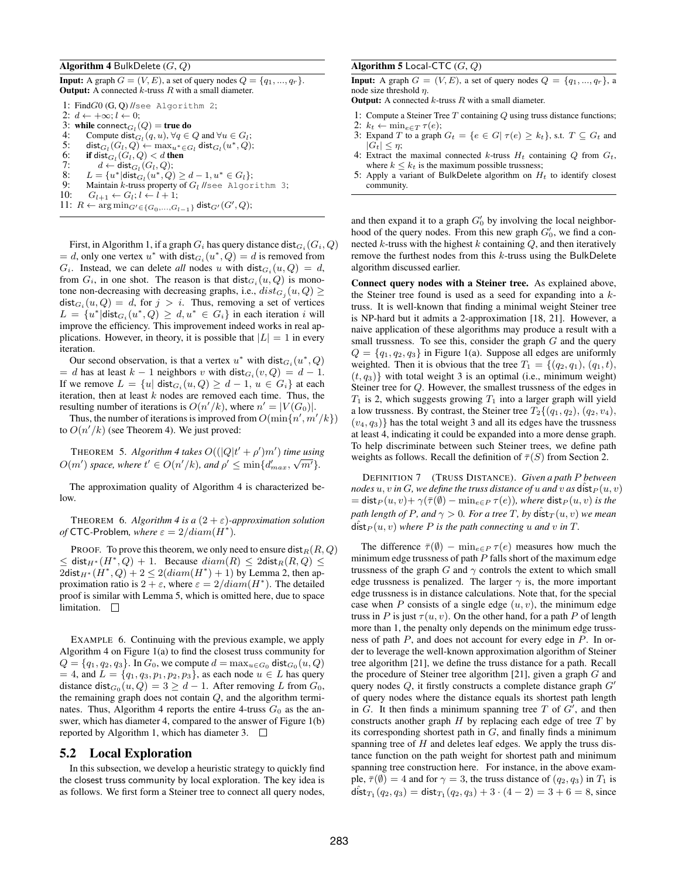**Algorithm 4** BulkDelete $(G, Q)$

**Input:** A graph $G = (V, E)$, a set of query nodes $Q = \{q_1, ..., q_r\}$.
**Output:** A connected $k$-truss $R$ with a small diameter.

```
1: FindG0 (G, Q) //see Algorithm 2;
2: d ← +∞; l ← 0;
3: while connect_{G_l}(Q) = true do
4:     Compute dist_{G_l}(q, u), ∀q ∈ Q and ∀u ∈ G_l;
5:     dist_{G_l}(G_l, Q) ← max_{u* ∈ G_l} dist_{G_l}(u*, Q);
6:     if dist_{G_l}(G_l, Q) < d then
7:         d ← dist_{G_l}(G_l, Q);
8:     L = {u* | dist_{G_l}(u*, Q) ≥ d − 1, u* ∈ G_l};
9:     Maintain k-truss property of G_l //see Algorithm 3;
10:    G_{l+1} ← G_l; l ← l + 1;
11: R ← arg min_{G' ∈ {G_0,...,G_{l−1}}} dist_{G'}(G', Q);
```

First, in Algorithm 1, if a graph $G_i$ has query distance $\mathsf{dist}_{G_i}(G_i, Q) = d$, only one vertex $u^*$ with $\mathsf{dist}_{G_i}(u^*, Q) = d$ is removed from $G_i$. Instead, we can delete *all* nodes $u$ with $\mathsf{dist}_{G_i}(u, Q) = d$, from $G_i$, in one shot. The reason is that $\mathsf{dist}_{G_i}(u, Q)$ is monotone non-decreasing with decreasing graphs, i.e., $dist_{G_j}(u, Q) \geq \mathsf{dist}_{G_i}(u, Q) = d$, for $j > i$. Thus, removing a set of vertices $L = \{u^* | \mathsf{dist}_{G_i}(u^*, Q) \geq d, u^* \in G_i\}$ in each iteration $i$ will improve the efficiency. This improvement indeed works in real applications. However, in theory, it is possible that $|L| = 1$ in every iteration.

Our second observation, is that a vertex $u^*$ with $\mathsf{dist}_{G_i}(u^*, Q) = d$ has at least $k-1$ neighbors $v$ with $\mathsf{dist}_{G_i}(v, Q) = d-1$. If we remove $L = \{u |\ \mathsf{dist}_{G_i}(u, Q) \geq d-1,\ u \in G_i\}$ at each iteration, then at least $k$ nodes are removed each time. Thus, the resulting number of iterations is $O(n'/k)$, where $n' = |V(G_0)|$.

Thus, the number of iterations is improved from $O(\min\{n', m'/k\})$ to $O(n'/k)$ (see Theorem 4). We just proved:

THEOREM 5. *Algorithm 4 takes $O((|Q|t' + \rho')m')$ time using $O(m')$ space, where $t' \in O(n'/k)$, and $\rho' \leq \min\{d'_{max}, \sqrt{m'}\}$.*

The approximation quality of Algorithm 4 is characterized below.

THEOREM 6. *Algorithm 4 is a $(2+\varepsilon)$-approximation solution of* CTC-Problem*, where $\varepsilon = 2/diam(H^*)$.*

PROOF. To prove this theorem, we only need to ensure $\mathsf{dist}_R(R, Q) \leq \mathsf{dist}_{H^*}(H^*, Q) + 1$. Because $diam(R) \leq 2\mathsf{dist}_R(R, Q) \leq 2\mathsf{dist}_{H^*}(H^*, Q) + 2 \leq 2(diam(H^*) + 1)$ by Lemma 2, then approximation ratio is $2 + \varepsilon$, where $\varepsilon = 2/diam(H^*)$. The detailed proof is similar with Lemma 5, which is omitted here, due to space limitation. □

EXAMPLE 6. Continuing with the previous example, we apply Algorithm 4 on Figure 1(a) to find the closest truss community for $Q = \{q_1, q_2, q_3\}$. In $G_0$, we compute $d = \max_{u \in G_0} \mathsf{dist}_{G_0}(u, Q) = 4$, and $L = \{q_1, q_3, p_1, p_2, p_3\}$, as each node $u \in L$ has query distance $\mathsf{dist}_{G_0}(u, Q) = 3 \geq d - 1$. After removing $L$ from $G_0$, the remaining graph does not contain $Q$, and the algorithm terminates. Thus, Algorithm 4 reports the entire 4-truss $G_0$ as the answer, which has diameter 4, compared to the answer of Figure 1(b) reported by Algorithm 1, which has diameter 3. □

## 5.2 Local Exploration

In this subsection, we develop a heuristic strategy to quickly find the closest truss community by local exploration. The key idea is as follows. We first form a Steiner tree to connect all query nodes, and then expand it to a graph $G'_0$ by involving the local neighborhood of the query nodes. From this new graph $G'_0$, we find a connected $k$-truss with the highest $k$ containing $Q$, and then iteratively remove the furthest nodes from this $k$-truss using the BulkDelete algorithm discussed earlier.

**Algorithm 5** Local-CTC $(G, Q)$

**Input:** A graph $G = (V, E)$, a set of query nodes $Q = \{q_1, ..., q_r\}$, a node size threshold $\eta$.
**Output:** A connected $k$-truss $R$ with a small diameter.

1: Compute a Steiner Tree $T$ containing $Q$ using truss distance functions;
2: $k_t \leftarrow \min_{e \in T} \tau(e)$;
3: Expand $T$ to a graph $G_t = \{e \in G |\ \tau(e) \geq k_t\}$, s.t. $T \subseteq G_t$ and $|G_t| \leq \eta$;
4: Extract the maximal connected $k$-truss $H_t$ containing $Q$ from $G_t$, where $k \leq k_t$ is the maximum possible trussness;
5: Apply a variant of BulkDelete algorithm on $H_t$ to identify closest community.

**Connect query nodes with a Steiner tree.** As explained above, the Steiner tree found is used as a seed for expanding into a $k$-truss. It is well-known that finding a minimal weight Steiner tree is NP-hard but it admits a 2-approximation [18, 21]. However, a naive application of these algorithms may produce a result with a small trussness. To see this, consider the graph $G$ and the query $Q = \{q_1, q_2, q_3\}$ in Figure 1(a). Suppose all edges are uniformly weighted. Then it is obvious that the tree $T_1 = \{(q_2, q_1), (q_1, t), (t, q_3)\}$ with total weight 3 is an optimal (i.e., minimum weight) Steiner tree for $Q$. However, the smallest trussness of the edges in $T_1$ is 2, which suggests growing $T_1$ into a larger graph will yield a low trussness. By contrast, the Steiner tree $T_2\{(q_1, q_2), (q_2, v_4), (v_4, q_3)\}$ has the total weight 3 and all its edges have the trussness at least 4, indicating it could be expanded into a more dense graph. To help discriminate between such Steiner trees, we define path weights as follows. Recall the definition of $\bar{\tau}(S)$ from Section 2.

DEFINITION 7 (TRUSS DISTANCE). *Given a path $P$ between nodes $u, v$ in $G$, we define the truss distance of $u$ and $v$ as $\hat{\mathsf{dist}}_P(u, v) = \mathsf{dist}_P(u, v) + \gamma(\bar{\tau}(\emptyset) - \min_{e \in P} \tau(e))$, where $\mathsf{dist}_P(u, v)$ is the path length of $P$, and $\gamma > 0$. For a tree $T$, by $\hat{\mathsf{dist}}_T(u, v)$ we mean $\hat{\mathsf{dist}}_P(u, v)$ where $P$ is the path connecting $u$ and $v$ in $T$.*

The difference $\bar{\tau}(\emptyset) - \min_{e \in P} \tau(e)$ measures how much the minimum edge trussness of path $P$ falls short of the maximum edge trussness of the graph $G$ and $\gamma$ controls the extent to which small edge trussness is penalized. The larger $\gamma$ is, the more important edge trussness is in distance calculations. Note that, for the special case when $P$ consists of a single edge $(u, v)$, the minimum edge truss in $P$ is just $\tau(u, v)$. On the other hand, for a path $P$ of length more than 1, the penalty only depends on the minimum edge trussness of path $P$, and does not account for every edge in $P$. In order to leverage the well-known approximation algorithm of Steiner tree algorithm [21], we define the truss distance for a path. Recall the procedure of Steiner tree algorithm [21], given a graph $G$ and query nodes $Q$, it firstly constructs a complete distance graph $G'$ of query nodes where the distance equals its shortest path length in $G$. It then finds a minimum spanning tree $T$ of $G'$, and then constructs another graph $H$ by replacing each edge of tree $T$ by its corresponding shortest path in $G$, and finally finds a minimum spanning tree of $H$ and deletes leaf edges. We apply the truss distance function on the path weight for shortest path and minimum spanning tree construction here. For instance, in the above example, $\bar{\tau}(\emptyset) = 4$ and for $\gamma = 3$, the truss distance of $(q_2, q_3)$ in $T_1$ is $\hat{\mathsf{dist}}_{T_1}(q_2, q_3) = \mathsf{dist}_{T_1}(q_2, q_3) + 3 \cdot (4 - 2) = 3 + 6 = 8$, since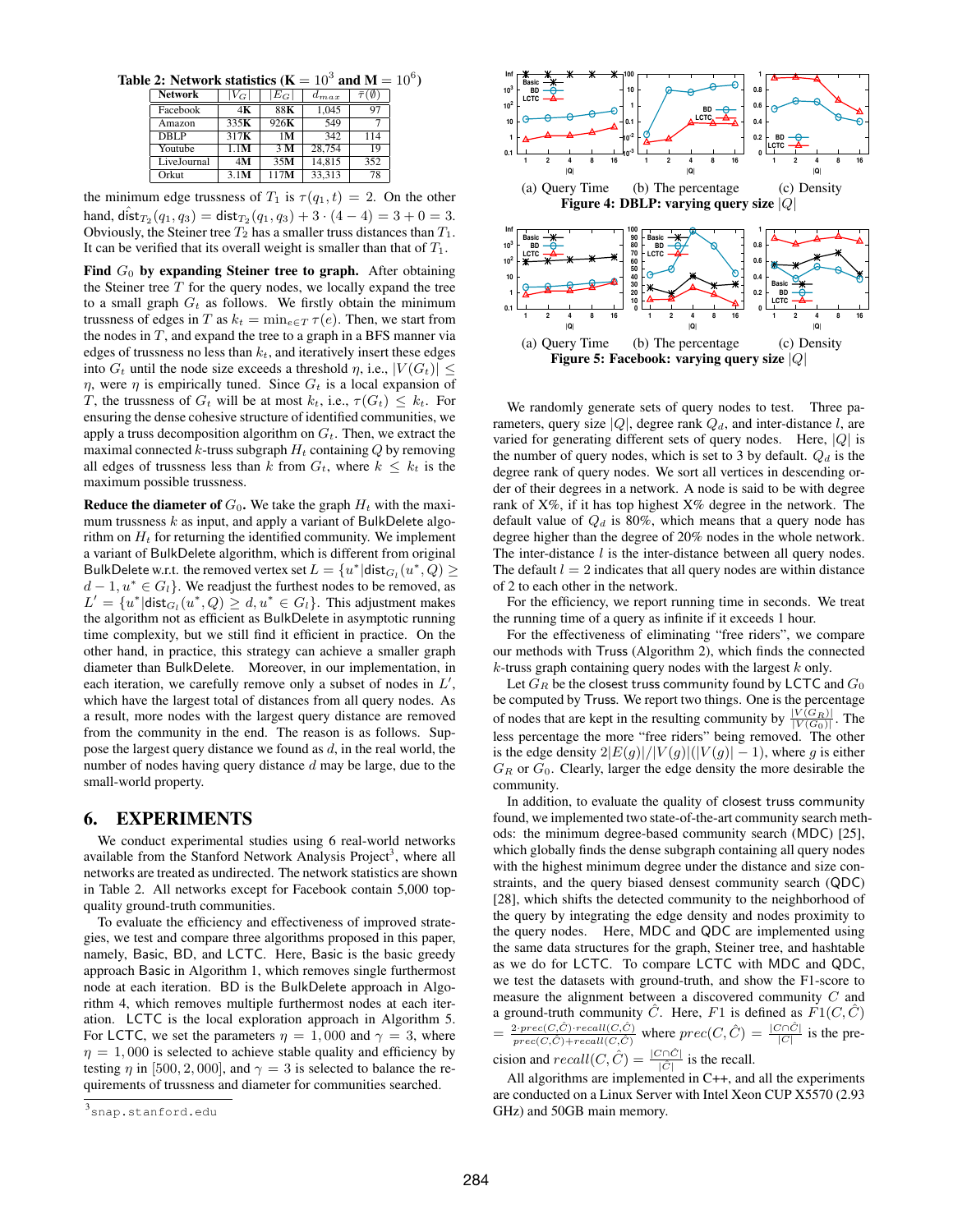**Table 2: Network statistics ($\mathbf{K} = 10^3$ and $\mathbf{M} = 10^6$)**

| Network | $\lvert V_G \rvert$ | $\lvert E_G \rvert$ | $d_{max}$ | $\bar{\tau}(\emptyset)$ |
|---|---|---|---|---|
| Facebook | 4**K** | 88**K** | 1,045 | 97 |
| Amazon | 335**K** | 926**K** | 549 | 7 |
| DBLP | 317**K** | 1**M** | 342 | 114 |
| Youtube | 1.1**M** | 3 **M** | 28,754 | 19 |
| LiveJournal | 4**M** | 35**M** | 14,815 | 352 |
| Orkut | 3.1**M** | 117**M** | 33,313 | 78 |

the minimum edge trussness of $T_1$ is $\tau(q_1, t) = 2$. On the other hand, $\hat{\text{dist}}_{T_2}(q_1, q_3) = \text{dist}_{T_2}(q_1, q_3) + 3 \cdot (4 - 4) = 3 + 0 = 3$. Obviously, the Steiner tree $T_2$ has a smaller truss distances than $T_1$. It can be verified that its overall weight is smaller than that of $T_1$.

**Find $G_0$ by expanding Steiner tree to graph.** After obtaining the Steiner tree $T$ for the query nodes, we locally expand the tree to a small graph $G_t$ as follows. We firstly obtain the minimum trussness of edges in $T$ as $k_t = \min_{e \in T} \tau(e)$. Then, we start from the nodes in $T$, and expand the tree to a graph in a BFS manner via edges of trussness no less than $k_t$, and iteratively insert these edges into $G_t$ until the node size exceeds a threshold $\eta$, i.e., $|V(G_t)| \leq \eta$, were $\eta$ is empirically tuned. Since $G_t$ is a local expansion of $T$, the trussness of $G_t$ will be at most $k_t$, i.e., $\tau(G_t) \leq k_t$. For ensuring the dense cohesive structure of identified communities, we apply a truss decomposition algorithm on $G_t$. Then, we extract the maximal connected $k$-truss subgraph $H_t$ containing $Q$ by removing all edges of trussness less than $k$ from $G_t$, where $k \leq k_t$ is the maximum possible trussness.

**Reduce the diameter of $G_0$.** We take the graph $H_t$ with the maximum trussness $k$ as input, and apply a variant of BulkDelete algorithm on $H_t$ for returning the identified community. We implement a variant of BulkDelete algorithm, which is different from original BulkDelete w.r.t. the removed vertex set $L = \{u^* | \text{dist}_{G_l}(u^*, Q) \geq d - 1, u^* \in G_l\}$. We readjust the furthest nodes to be removed, as $L' = \{u^* | \text{dist}_{G_l}(u^*, Q) \geq d, u^* \in G_l\}$. This adjustment makes the algorithm not as efficient as BulkDelete in asymptotic running time complexity, but we still find it efficient in practice. On the other hand, in practice, this strategy can achieve a smaller graph diameter than BulkDelete. Moreover, in our implementation, in each iteration, we carefully remove only a subset of nodes in $L'$, which have the largest total of distances from all query nodes. As a result, more nodes with the largest query distance are removed from the community in the end. The reason is as follows. Suppose the largest query distance we found as $d$, in the real world, the number of nodes having query distance $d$ may be large, due to the small-world property.

## 6. EXPERIMENTS

We conduct experimental studies using 6 real-world networks available from the Stanford Network Analysis Project[3], where all networks are treated as undirected. The network statistics are shown in Table 2. All networks except for Facebook contain 5,000 top-quality ground-truth communities.

To evaluate the efficiency and effectiveness of improved strategies, we test and compare three algorithms proposed in this paper, namely, Basic, BD, and LCTC. Here, Basic is the basic greedy approach Basic in Algorithm 1, which removes single furthermost node at each iteration. BD is the BulkDelete approach in Algorithm 4, which removes multiple furthermost nodes at each iteration. LCTC is the local exploration approach in Algorithm 5. For LCTC, we set the parameters $\eta = 1,000$ and $\gamma = 3$, where $\eta = 1,000$ is selected to achieve stable quality and efficiency by testing $\eta$ in $[500, 2,000]$, and $\gamma = 3$ is selected to balance the requirements of trussness and diameter for communities searched.

[3] snap.stanford.edu

(a) Query Time (b) The percentage (c) Density

Figure 4: DBLP: varying query size $|Q|$

(a) Query Time (b) The percentage (c) Density

Figure 5: Facebook: varying query size $|Q|$

We randomly generate sets of query nodes to test. Three parameters, query size $|Q|$, degree rank $Q_d$, and inter-distance $l$, are varied for generating different sets of query nodes. Here, $|Q|$ is the number of query nodes, which is set to 3 by default. $Q_d$ is the degree rank of query nodes. We sort all vertices in descending order of their degrees in a network. A node is said to be with degree rank of X%, if it has top highest X% degree in the network. The default value of $Q_d$ is 80%, which means that a query node has degree higher than the degree of 20% nodes in the whole network. The inter-distance $l$ is the inter-distance between all query nodes. The default $l = 2$ indicates that all query nodes are within distance of 2 to each other in the network.

For the efficiency, we report running time in seconds. We treat the running time of a query as infinite if it exceeds 1 hour.

For the effectiveness of eliminating "free riders", we compare our methods with Truss (Algorithm 2), which finds the connected $k$-truss graph containing query nodes with the largest $k$ only.

Let $G_R$ be the closest truss community found by LCTC and $G_0$ be computed by Truss. We report two things. One is the percentage of nodes that are kept in the resulting community by $\frac{|V(G_R)|}{|V(G_0)|}$. The less percentage the more "free riders" being removed. The other is the edge density $2|E(g)|/|V(g)|(|V(g)| - 1)$, where $g$ is either $G_R$ or $G_0$. Clearly, larger the edge density the more desirable the community.

In addition, to evaluate the quality of closest truss community found, we implemented two state-of-the-art community search methods: the minimum degree-based community search (MDC) [25], which globally finds the dense subgraph containing all query nodes with the highest minimum degree under the distance and size constraints, and the query biased densest community search (QDC) [28], which shifts the detected community to the neighborhood of the query by integrating the edge density and nodes proximity to the query nodes. Here, MDC and QDC are implemented using the same data structures for the graph, Steiner tree, and hashtable as we do for LCTC. To compare LCTC with MDC and QDC, we test the datasets with ground-truth, and show the F1-score to measure the alignment between a discovered community $C$ and a ground-truth community $\hat{C}$. Here, $F1$ is defined as $F1(C, \hat{C}) = \frac{2 \cdot prec(C,\hat{C}) \cdot recall(C,\hat{C})}{prec(C,\hat{C}) + recall(C,\hat{C})}$ where $prec(C, \hat{C}) = \frac{|C \cap \hat{C}|}{|C|}$ is the precision and $recall(C, \hat{C}) = \frac{|C \cap \hat{C}|}{|\hat{C}|}$ is the recall.

All algorithms are implemented in C++, and all the experiments are conducted on a Linux Server with Intel Xeon CUP X5570 (2.93 GHz) and 50GB main memory.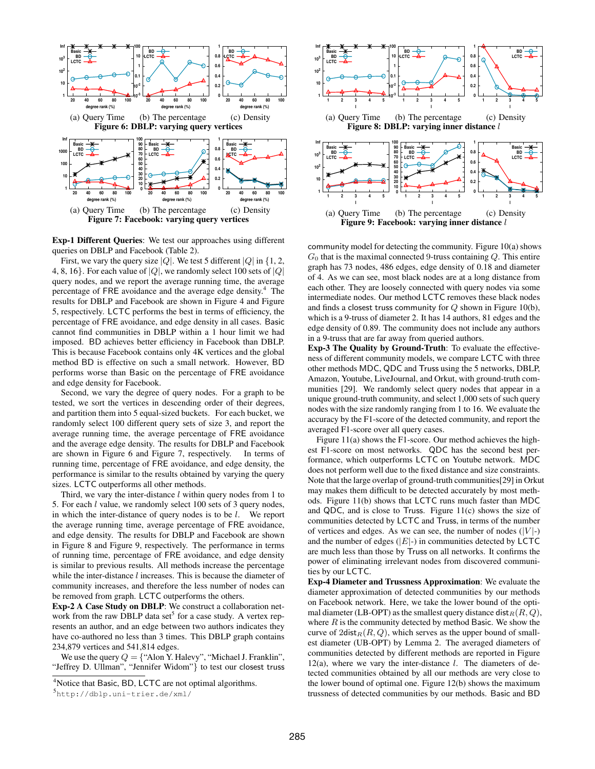(a) Query Time (b) The percentage (c) Density
**Figure 6: DBLP: varying query vertices**

(a) Query Time (b) The percentage (c) Density
**Figure 7: Facebook: varying query vertices**

(a) Query Time (b) The percentage (c) Density
**Figure 8: DBLP: varying inner distance $l$**

(a) Query Time (b) The percentage (c) Density
**Figure 9: Facebook: varying inner distance $l$**

**Exp-1 Different Queries**: We test our approaches using different queries on DBLP and Facebook (Table 2).

First, we vary the query size $|Q|$. We test 5 different $|Q|$ in $\{1, 2, 4, 8, 16\}$. For each value of $|Q|$, we randomly select 100 sets of $|Q|$ query nodes, and we report the average running time, the average percentage of FRE avoidance and the average edge density.[4] The results for DBLP and Facebook are shown in Figure 4 and Figure 5, respectively. LCTC performs the best in terms of efficiency, the percentage of FRE avoidance, and edge density in all cases. Basic cannot find communities in DBLP within a 1 hour limit we had imposed. BD achieves better efficiency in Facebook than DBLP. This is because Facebook contains only 4K vertices and the global method BD is effective on such a small network. However, BD performs worse than Basic on the percentage of FRE avoidance and edge density for Facebook.

Second, we vary the degree of query nodes. For a graph to be tested, we sort the vertices in descending order of their degrees, and partition them into 5 equal-sized buckets. For each bucket, we randomly select 100 different query sets of size 3, and report the average running time, the average percentage of FRE avoidance and the average edge density. The results for DBLP and Facebook are shown in Figure 6 and Figure 7, respectively. In terms of running time, percentage of FRE avoidance, and edge density, the performance is similar to the results obtained by varying the query sizes. LCTC outperforms all other methods.

Third, we vary the inter-distance $l$ within query nodes from 1 to 5. For each $l$ value, we randomly select 100 sets of 3 query nodes, in which the inter-distance of query nodes is to be $l$. We report the average running time, average percentage of FRE avoidance, and edge density. The results for DBLP and Facebook are shown in Figure 8 and Figure 9, respectively. The performance in terms of running time, percentage of FRE avoidance, and edge density is similar to previous results. All methods increase the percentage while the inter-distance $l$ increases. This is because the diameter of community increases, and therefore the less number of nodes can be removed from graph. LCTC outperforms the others.

**Exp-2 A Case Study on DBLP**: We construct a collaboration network from the raw DBLP data set[5] for a case study. A vertex represents an author, and an edge between two authors indicates they have co-authored no less than 3 times. This DBLP graph contains 234,879 vertices and 541,814 edges.

We use the query $Q =$ {"Alon Y. Halevy", "Michael J. Franklin", "Jeffrey D. Ullman", "Jennifer Widom"} to test our closest truss community model for detecting the community. Figure 10(a) shows $G_0$ that is the maximal connected 9-truss containing $Q$. This entire graph has 73 nodes, 486 edges, edge density of 0.18 and diameter of 4. As we can see, most black nodes are at a long distance from each other. They are loosely connected with query nodes via some intermediate nodes. Our method LCTC removes these black nodes and finds a closest truss community for $Q$ shown in Figure 10(b), which is a 9-truss of diameter 2. It has 14 authors, 81 edges and the edge density of 0.89. The community does not include any authors in a 9-truss that are far away from queried authors.

**Exp-3 The Quality by Ground-Truth**: To evaluate the effectiveness of different community models, we compare LCTC with three other methods MDC, QDC and Truss using the 5 networks, DBLP, Amazon, Youtube, LiveJournal, and Orkut, with ground-truth communities [29]. We randomly select query nodes that appear in a unique ground-truth community, and select 1,000 sets of such query nodes with the size randomly ranging from 1 to 16. We evaluate the accuracy by the F1-score of the detected community, and report the averaged F1-score over all query cases.

Figure 11(a) shows the F1-score. Our method achieves the highest F1-score on most networks. QDC has the second best performance, which outperforms LCTC on Youtube network. MDC does not perform well due to the fixed distance and size constraints. Note that the large overlap of ground-truth communities[29] in Orkut may makes them difficult to be detected accurately by most methods. Figure 11(b) shows that LCTC runs much faster than MDC and QDC, and is close to Truss. Figure 11(c) shows the size of communities detected by LCTC and Truss, in terms of the number of vertices and edges. As we can see, the number of nodes ($|V|$-) and the number of edges ($|E|$-) in communities detected by LCTC are much less than those by Truss on all networks. It confirms the power of eliminating irrelevant nodes from discovered communities by our LCTC.

**Exp-4 Diameter and Trussness Approximation**: We evaluate the diameter approximation of detected communities by our methods on Facebook network. Here, we take the lower bound of the optimal diameter (LB-OPT) as the smallest query distance $\text{dist}_R(R, Q)$, where $R$ is the community detected by method Basic. We show the curve of $2\text{dist}_R(R, Q)$, which serves as the upper bound of smallest diameter (UB-OPT) by Lemma 2. The averaged diameters of communities detected by different methods are reported in Figure 12(a), where we vary the inter-distance $l$. The diameters of detected communities obtained by all our methods are very close to the lower bound of optimal one. Figure 12(b) shows the maximum trussness of detected communities by our methods. Basic and BD

[4]Notice that Basic, BD, LCTC are not optimal algorithms.

[5]http://dblp.uni-trier.de/xml/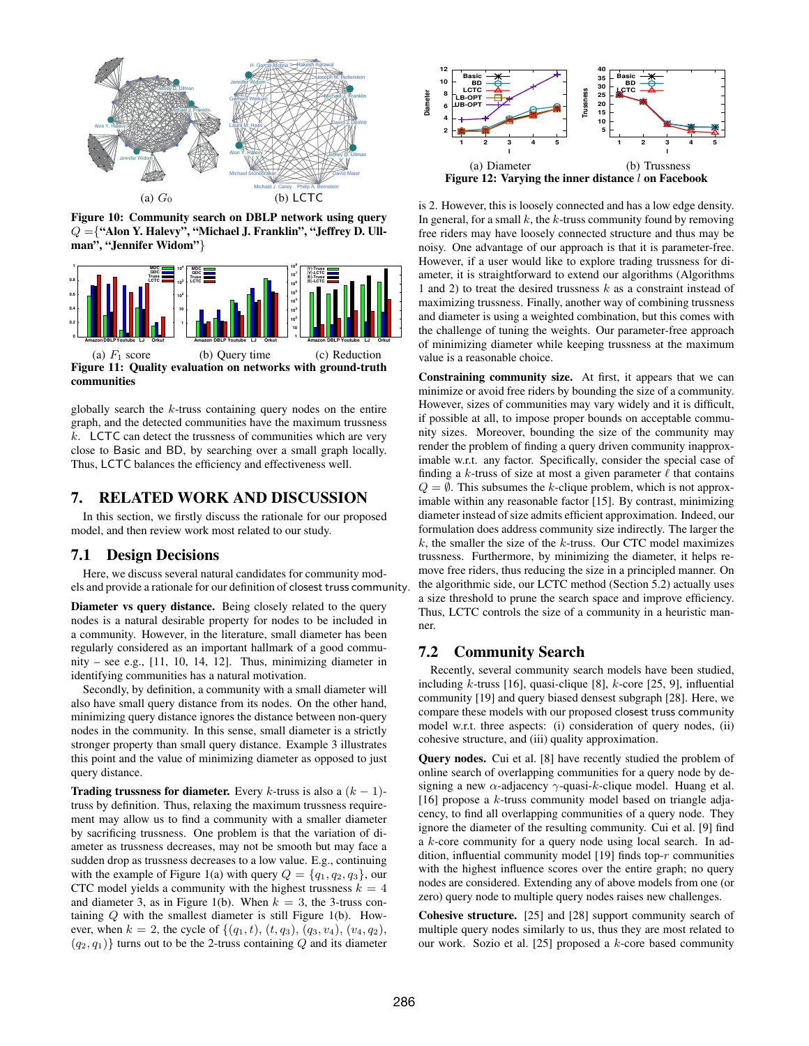(a) $G_0$ (b) LCTC

**Figure 10: Community search on DBLP network using query $Q$ ={"Alon Y. Halevy", "Michael J. Franklin", "Jeffrey D. Ullman", "Jennifer Widom"}**

(a) $F_1$ score (b) Query time (c) Reduction

**Figure 11: Quality evaluation on networks with ground-truth communities**

globally search the $k$-truss containing query nodes on the entire graph, and the detected communities have the maximum trussness $k$. LCTC can detect the trussness of communities which are very close to Basic and BD, by searching over a small graph locally. Thus, LCTC balances the efficiency and effectiveness well.

## 7. RELATED WORK AND DISCUSSION

In this section, we firstly discuss the rationale for our proposed model, and then review work most related to our study.

### 7.1 Design Decisions

Here, we discuss several natural candidates for community models and provide a rationale for our definition of closest truss community.

**Diameter vs query distance.** Being closely related to the query nodes is a natural desirable property for nodes to be included in a community. However, in the literature, small diameter has been regularly considered as an important hallmark of a good community – see e.g., [11, 10, 14, 12]. Thus, minimizing diameter in identifying communities has a natural motivation.

Secondly, by definition, a community with a small diameter will also have small query distance from its nodes. On the other hand, minimizing query distance ignores the distance between non-query nodes in the community. In this sense, small diameter is a strictly stronger property than small query distance. Example 3 illustrates this point and the value of minimizing diameter as opposed to just query distance.

**Trading trussness for diameter.** Every $k$-truss is also a $(k-1)$-truss by definition. Thus, relaxing the maximum trussness requirement may allow us to find a community with a smaller diameter by sacrificing trussness. One problem is that the variation of diameter as trussness decreases, may not be smooth but may face a sudden drop as trussness decreases to a low value. E.g., continuing with the example of Figure 1(a) with query $Q = \{q_1, q_2, q_3\}$, our CTC model yields a community with the highest trussness $k = 4$ and diameter 3, as in Figure 1(b). When $k = 3$, the 3-truss containing $Q$ with the smallest diameter is still Figure 1(b). However, when $k = 2$, the cycle of $\{(q_1, t), (t, q_3), (q_3, v_4), (v_4, q_2), (q_2, q_1)\}$ turns out to be the 2-truss containing $Q$ and its diameter is 2. However, this is loosely connected and has a low edge density. In general, for a small $k$, the $k$-truss community found by removing free riders may have loosely connected structure and thus may be noisy. One advantage of our approach is that it is parameter-free. However, if a user would like to explore trading trussness for diameter, it is straightforward to extend our algorithms (Algorithms 1 and 2) to treat the desired trussness $k$ as a constraint instead of maximizing trussness. Finally, another way of combining trussness and diameter is using a weighted combination, but this comes with the challenge of tuning the weights. Our parameter-free approach of minimizing diameter while keeping trussness at the maximum value is a reasonable choice.

(a) Diameter (b) Trussness

**Figure 12: Varying the inner distance $l$ on Facebook**

**Constraining community size.** At first, it appears that we can minimize or avoid free riders by bounding the size of a community. However, sizes of communities may vary widely and it is difficult, if possible at all, to impose proper bounds on acceptable community sizes. Moreover, bounding the size of the community may render the problem of finding a query driven community inapproximable w.r.t. any factor. Specifically, consider the special case of finding a $k$-truss of size at most a given parameter $\ell$ that contains $Q = \emptyset$. This subsumes the $k$-clique problem, which is not approximable within any reasonable factor [15]. By contrast, minimizing diameter instead of size admits efficient approximation. Indeed, our formulation does address community size indirectly. The larger the $k$, the smaller the size of the $k$-truss. Our CTC model maximizes trussness. Furthermore, by minimizing the diameter, it helps remove free riders, thus reducing the size in a principled manner. On the algorithmic side, our LCTC method (Section 5.2) actually uses a size threshold to prune the search space and improve efficiency. Thus, LCTC controls the size of a community in a heuristic manner.

### 7.2 Community Search

Recently, several community search models have been studied, including $k$-truss [16], quasi-clique [8], $k$-core [25, 9], influential community [19] and query biased densest subgraph [28]. Here, we compare these models with our proposed closest truss community model w.r.t. three aspects: (i) consideration of query nodes, (ii) cohesive structure, and (iii) quality approximation.

**Query nodes.** Cui et al. [8] have recently studied the problem of online search of overlapping communities for a query node by designing a new $\alpha$-adjacency $\gamma$-quasi-$k$-clique model. Huang et al. [16] propose a $k$-truss community model based on triangle adjacency, to find all overlapping communities of a query node. They ignore the diameter of the resulting community. Cui et al. [9] find a $k$-core community for a query node using local search. In addition, influential community model [19] finds top-$r$ communities with the highest influence scores over the entire graph; no query nodes are considered. Extending any of above models from one (or zero) query node to multiple query nodes raises new challenges.

**Cohesive structure.** [25] and [28] support community search of multiple query nodes similarly to us, thus they are most related to our work. Sozio et al. [25] proposed a $k$-core based community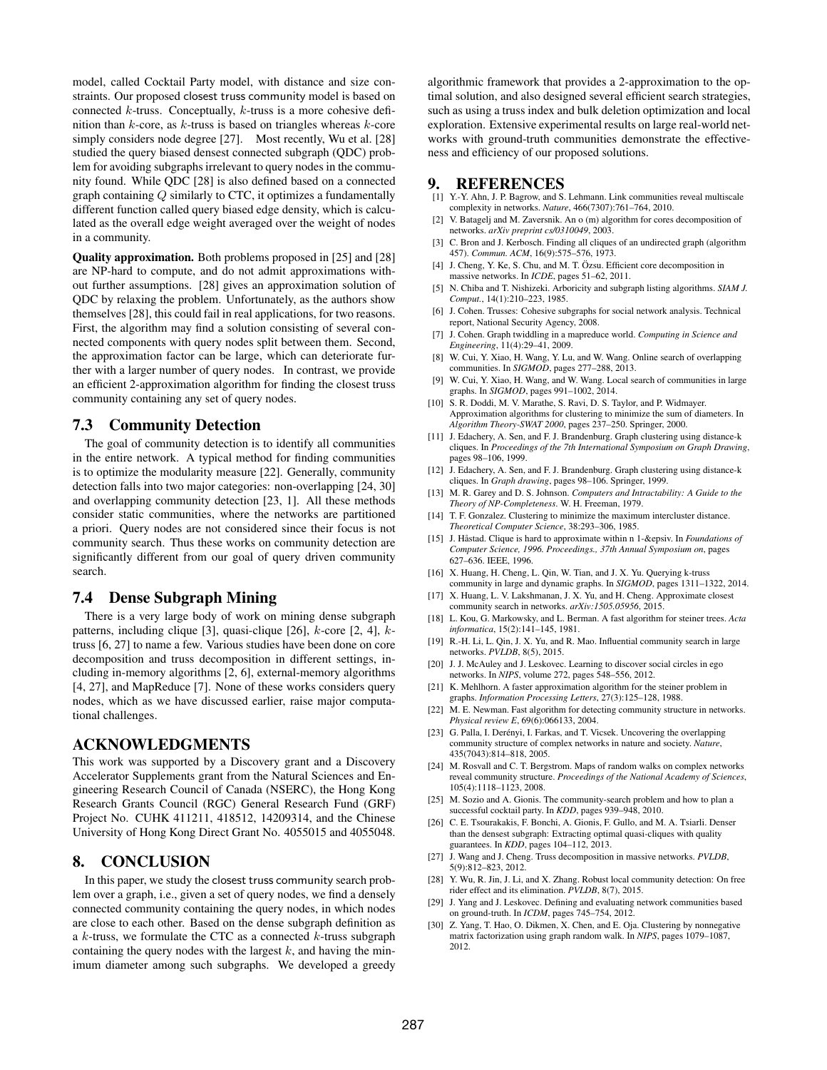model, called Cocktail Party model, with distance and size constraints. Our proposed closest truss community model is based on connected $k$-truss. Conceptually, $k$-truss is a more cohesive definition than $k$-core, as $k$-truss is based on triangles whereas $k$-core simply considers node degree [27]. Most recently, Wu et al. [28] studied the query biased densest connected subgraph (QDC) problem for avoiding subgraphs irrelevant to query nodes in the community found. While QDC [28] is also defined based on a connected graph containing $Q$ similarly to CTC, it optimizes a fundamentally different function called query biased edge density, which is calculated as the overall edge weight averaged over the weight of nodes in a community.

**Quality approximation.** Both problems proposed in [25] and [28] are NP-hard to compute, and do not admit approximations without further assumptions. [28] gives an approximation solution of QDC by relaxing the problem. Unfortunately, as the authors show themselves [28], this could fail in real applications, for two reasons. First, the algorithm may find a solution consisting of several connected components with query nodes split between them. Second, the approximation factor can be large, which can deteriorate further with a larger number of query nodes. In contrast, we provide an efficient 2-approximation algorithm for finding the closest truss community containing any set of query nodes.

## 7.3 Community Detection

The goal of community detection is to identify all communities in the entire network. A typical method for finding communities is to optimize the modularity measure [22]. Generally, community detection falls into two major categories: non-overlapping [24, 30] and overlapping community detection [23, 1]. All these methods consider static communities, where the networks are partitioned a priori. Query nodes are not considered since their focus is not community search. Thus these works on community detection are significantly different from our goal of query driven community search.

## 7.4 Dense Subgraph Mining

There is a very large body of work on mining dense subgraph patterns, including clique [3], quasi-clique [26], $k$-core [2, 4], $k$-truss [6, 27] to name a few. Various studies have been done on core decomposition and truss decomposition in different settings, including in-memory algorithms [2, 6], external-memory algorithms [4, 27], and MapReduce [7]. None of these works considers query nodes, which as we have discussed earlier, raise major computational challenges.

## ACKNOWLEDGMENTS

This work was supported by a Discovery grant and a Discovery Accelerator Supplements grant from the Natural Sciences and Engineering Research Council of Canada (NSERC), the Hong Kong Research Grants Council (RGC) General Research Fund (GRF) Project No. CUHK 411211, 418512, 14209314, and the Chinese University of Hong Kong Direct Grant No. 4055015 and 4055048.

# 8. CONCLUSION

In this paper, we study the closest truss community search problem over a graph, i.e., given a set of query nodes, we find a densely connected community containing the query nodes, in which nodes are close to each other. Based on the dense subgraph definition as a $k$-truss, we formulate the CTC as a connected $k$-truss subgraph containing the query nodes with the largest $k$, and having the minimum diameter among such subgraphs. We developed a greedy algorithmic framework that provides a 2-approximation to the optimal solution, and also designed several efficient search strategies, such as using a truss index and bulk deletion optimization and local exploration. Extensive experimental results on large real-world networks with ground-truth communities demonstrate the effectiveness and efficiency of our proposed solutions.

# 9. REFERENCES

[1] Y.-Y. Ahn, J. P. Bagrow, and S. Lehmann. Link communities reveal multiscale complexity in networks. *Nature*, 466(7307):761–764, 2010.

[2] V. Batagelj and M. Zaversnik. An o (m) algorithm for cores decomposition of networks. *arXiv preprint cs/0310049*, 2003.

[3] C. Bron and J. Kerbosch. Finding all cliques of an undirected graph (algorithm 457). *Commun. ACM*, 16(9):575–576, 1973.

[4] J. Cheng, Y. Ke, S. Chu, and M. T. Özsu. Efficient core decomposition in massive networks. In *ICDE*, pages 51–62, 2011.

[5] N. Chiba and T. Nishizeki. Arboricity and subgraph listing algorithms. *SIAM J. Comput.*, 14(1):210–223, 1985.

[6] J. Cohen. Trusses: Cohesive subgraphs for social network analysis. Technical report, National Security Agency, 2008.

[7] J. Cohen. Graph twiddling in a mapreduce world. *Computing in Science and Engineering*, 11(4):29–41, 2009.

[8] W. Cui, Y. Xiao, H. Wang, Y. Lu, and W. Wang. Online search of overlapping communities. In *SIGMOD*, pages 277–288, 2013.

[9] W. Cui, Y. Xiao, H. Wang, and W. Wang. Local search of communities in large graphs. In *SIGMOD*, pages 991–1002, 2014.

[10] S. R. Doddi, M. V. Marathe, S. Ravi, D. S. Taylor, and P. Widmayer. Approximation algorithms for clustering to minimize the sum of diameters. In *Algorithm Theory-SWAT 2000*, pages 237–250. Springer, 2000.

[11] J. Edachery, A. Sen, and F. J. Brandenburg. Graph clustering using distance-k cliques. In *Proceedings of the 7th International Symposium on Graph Drawing*, pages 98–106, 1999.

[12] J. Edachery, A. Sen, and F. J. Brandenburg. Graph clustering using distance-k cliques. In *Graph drawing*, pages 98–106. Springer, 1999.

[13] M. R. Garey and D. S. Johnson. *Computers and Intractability: A Guide to the Theory of NP-Completeness*. W. H. Freeman, 1979.

[14] T. F. Gonzalez. Clustering to minimize the maximum intercluster distance. *Theoretical Computer Science*, 38:293–306, 1985.

[15] J. Håstad. Clique is hard to approximate within n 1-&epsiv. In *Foundations of Computer Science, 1996. Proceedings., 37th Annual Symposium on*, pages 627–636. IEEE, 1996.

[16] X. Huang, H. Cheng, L. Qin, W. Tian, and J. X. Yu. Querying k-truss community in large and dynamic graphs. In *SIGMOD*, pages 1311–1322, 2014.

[17] X. Huang, L. V. Lakshmanan, J. X. Yu, and H. Cheng. Approximate closest community search in networks. *arXiv:1505.05956*, 2015.

[18] L. Kou, G. Markowsky, and L. Berman. A fast algorithm for steiner trees. *Acta informatica*, 15(2):141–145, 1981.

[19] R.-H. Li, L. Qin, J. X. Yu, and R. Mao. Influential community search in large networks. *PVLDB*, 8(5), 2015.

[20] J. J. McAuley and J. Leskovec. Learning to discover social circles in ego networks. In *NIPS*, volume 272, pages 548–556, 2012.

[21] K. Mehlhorn. A faster approximation algorithm for the steiner problem in graphs. *Information Processing Letters*, 27(3):125–128, 1988.

[22] M. E. Newman. Fast algorithm for detecting community structure in networks. *Physical review E*, 69(6):066133, 2004.

[23] G. Palla, I. Derényi, I. Farkas, and T. Vicsek. Uncovering the overlapping community structure of complex networks in nature and society. *Nature*, 435(7043):814–818, 2005.

[24] M. Rosvall and C. T. Bergstrom. Maps of random walks on complex networks reveal community structure. *Proceedings of the National Academy of Sciences*, 105(4):1118–1123, 2008.

[25] M. Sozio and A. Gionis. The community-search problem and how to plan a successful cocktail party. In *KDD*, pages 939–948, 2010.

[26] C. E. Tsourakakis, F. Bonchi, A. Gionis, F. Gullo, and M. A. Tsiarli. Denser than the densest subgraph: Extracting optimal quasi-cliques with quality guarantees. In *KDD*, pages 104–112, 2013.

[27] J. Wang and J. Cheng. Truss decomposition in massive networks. *PVLDB*, 5(9):812–823, 2012.

[28] Y. Wu, R. Jin, J. Li, and X. Zhang. Robust local community detection: On free rider effect and its elimination. *PVLDB*, 8(7), 2015.

[29] J. Yang and J. Leskovec. Defining and evaluating network communities based on ground-truth. In *ICDM*, pages 745–754, 2012.

[30] Z. Yang, T. Hao, O. Dikmen, X. Chen, and E. Oja. Clustering by nonnegative matrix factorization using graph random walk. In *NIPS*, pages 1079–1087, 2012.